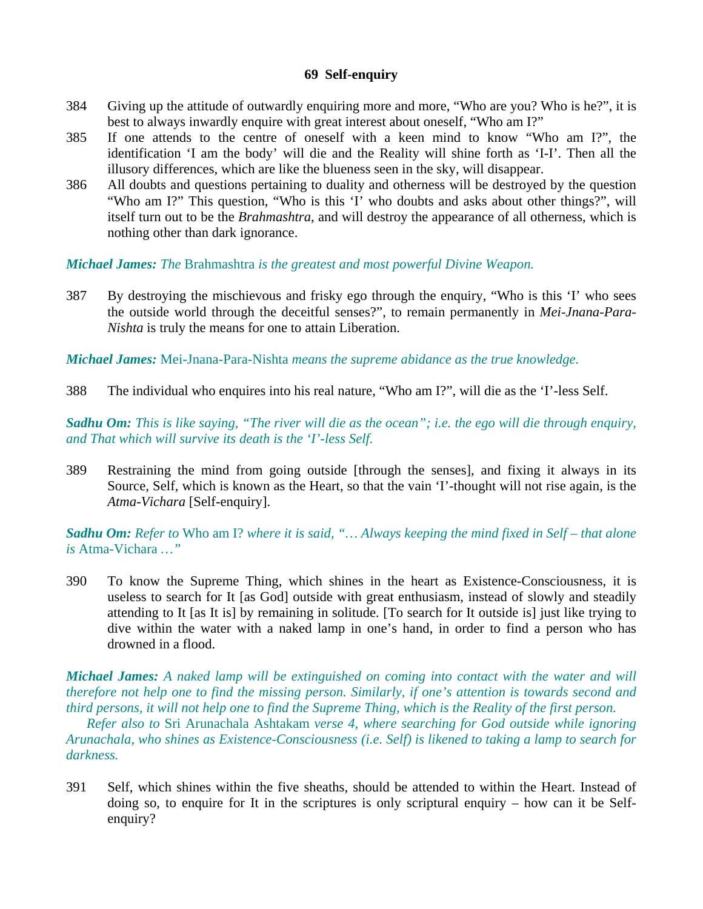## 69 Self-enquiry

384 Giving up the attitude of outwardly enquiring more and more, “Who are you? Who is he?”, it is best to always inwardly enquire with great interest about oneself, “Who am I?”

385 If one attends to the centre of oneself with a keen mind to know “Who am I?”, the identification ‘I am the body’ will die and the Reality will shine forth as ‘I-I’. Then all the illusory differences, which are like the blueness seen in the sky, will disappear.

386 All doubts and questions pertaining to duality and otherness will be destroyed by the question “Who am I?” This question, “Who is this ‘I’ who doubts and asks about other things?”, will itself turn out to be the *Brahmashtra*, and will destroy the appearance of all otherness, which is nothing other than dark ignorance.

***Michael James:*** *The* Brahmashtra *is the greatest and most powerful Divine Weapon.*

387 By destroying the mischievous and frisky ego through the enquiry, “Who is this ‘I’ who sees the outside world through the deceitful senses?”, to remain permanently in *Mei-Jnana-Para-Nishta* is truly the means for one to attain Liberation.

***Michael James:*** Mei-Jnana-Para-Nishta *means the supreme abidance as the true knowledge.*

388 The individual who enquires into his real nature, “Who am I?”, will die as the ‘I’-less Self.

***Sadhu Om:*** *This is like saying, “The river will die as the ocean”; i.e. the ego will die through enquiry, and That which will survive its death is the ‘I’-less Self.*

389 Restraining the mind from going outside [through the senses], and fixing it always in its Source, Self, which is known as the Heart, so that the vain ‘I’-thought will not rise again, is the *Atma-Vichara* [Self-enquiry].

***Sadhu Om:*** *Refer to* Who am I? *where it is said, “… Always keeping the mind fixed in Self – that alone is* Atma-Vichara *…”*

390 To know the Supreme Thing, which shines in the heart as Existence-Consciousness, it is useless to search for It [as God] outside with great enthusiasm, instead of slowly and steadily attending to It [as It is] by remaining in solitude. [To search for It outside is] just like trying to dive within the water with a naked lamp in one’s hand, in order to find a person who has drowned in a flood.

***Michael James:*** *A naked lamp will be extinguished on coming into contact with the water and will therefore not help one to find the missing person. Similarly, if one’s attention is towards second and third persons, it will not help one to find the Supreme Thing, which is the Reality of the first person.*

*Refer also to* Sri Arunachala Ashtakam *verse 4, where searching for God outside while ignoring Arunachala, who shines as Existence-Consciousness (i.e. Self) is likened to taking a lamp to search for darkness.*

391 Self, which shines within the five sheaths, should be attended to within the Heart. Instead of doing so, to enquire for It in the scriptures is only scriptural enquiry – how can it be Self-enquiry?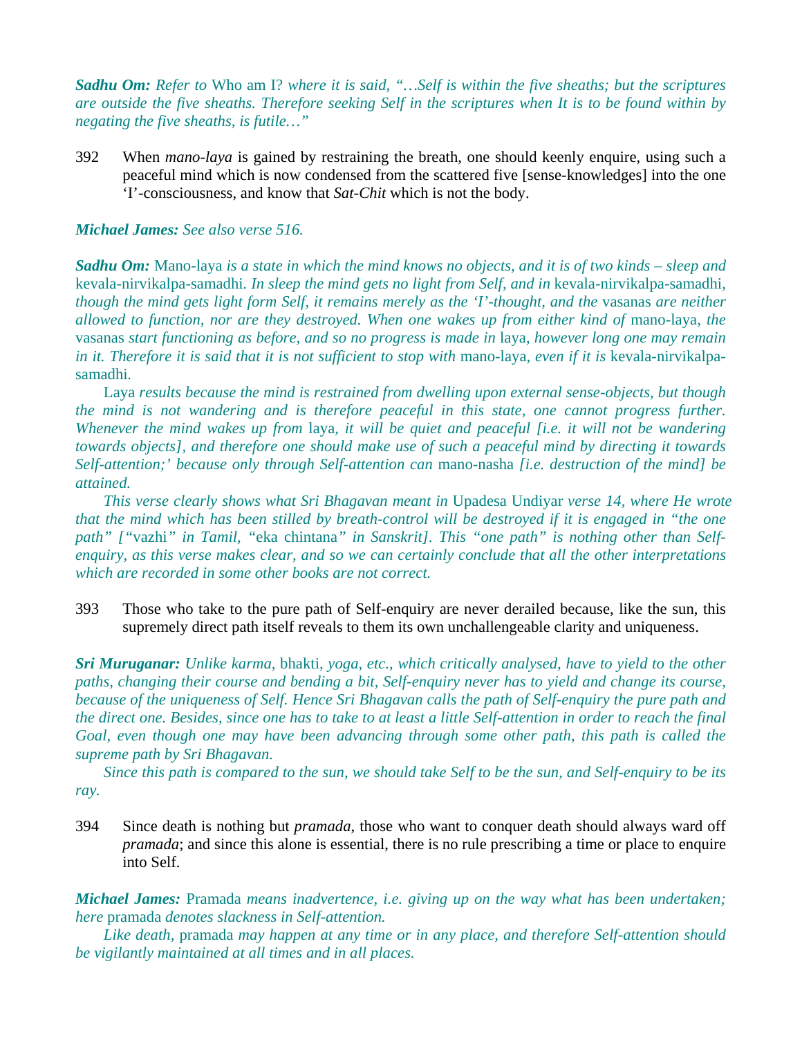***Sadhu Om:*** *Refer to* Who am I? *where it is said, "…Self is within the five sheaths; but the scriptures are outside the five sheaths. Therefore seeking Self in the scriptures when It is to be found within by negating the five sheaths, is futile…"*

392 When *mano-laya* is gained by restraining the breath, one should keenly enquire, using such a peaceful mind which is now condensed from the scattered five [sense-knowledges] into the one 'I'-consciousness, and know that *Sat-Chit* which is not the body.

***Michael James:*** *See also verse 516.*

***Sadhu Om:*** Mano-laya *is a state in which the mind knows no objects, and it is of two kinds – sleep and* kevala-nirvikalpa-samadhi*. In sleep the mind gets no light from Self, and in* kevala-nirvikalpa-samadhi*, though the mind gets light form Self, it remains merely as the 'I'-thought, and the* vasanas *are neither allowed to function, nor are they destroyed. When one wakes up from either kind of* mano-laya*, the* vasanas *start functioning as before, and so no progress is made in* laya*, however long one may remain in it. Therefore it is said that it is not sufficient to stop with* mano-laya*, even if it is* kevala-nirvikalpa-samadhi*.*

Laya *results because the mind is restrained from dwelling upon external sense-objects, but though the mind is not wandering and is therefore peaceful in this state, one cannot progress further. Whenever the mind wakes up from* laya*, it will be quiet and peaceful [i.e. it will not be wandering towards objects], and therefore one should make use of such a peaceful mind by directing it towards Self-attention;' because only through Self-attention can* mano-nasha *[i.e. destruction of the mind] be attained.*

*This verse clearly shows what Sri Bhagavan meant in* Upadesa Undiyar *verse 14, where He wrote that the mind which has been stilled by breath-control will be destroyed if it is engaged in "the one path" ["*vazhi*" in Tamil, "*eka chintana*" in Sanskrit]. This "one path" is nothing other than Self-enquiry, as this verse makes clear, and so we can certainly conclude that all the other interpretations which are recorded in some other books are not correct.*

393 Those who take to the pure path of Self-enquiry are never derailed because, like the sun, this supremely direct path itself reveals to them its own unchallengeable clarity and uniqueness.

***Sri Muruganar:*** *Unlike karma,* bhakti*, yoga, etc., which critically analysed, have to yield to the other paths, changing their course and bending a bit, Self-enquiry never has to yield and change its course, because of the uniqueness of Self. Hence Sri Bhagavan calls the path of Self-enquiry the pure path and the direct one. Besides, since one has to take to at least a little Self-attention in order to reach the final Goal, even though one may have been advancing through some other path, this path is called the supreme path by Sri Bhagavan.*

*Since this path is compared to the sun, we should take Self to be the sun, and Self-enquiry to be its ray.*

394 Since death is nothing but *pramada*, those who want to conquer death should always ward off *pramada*; and since this alone is essential, there is no rule prescribing a time or place to enquire into Self.

***Michael James:*** Pramada *means inadvertence, i.e. giving up on the way what has been undertaken; here* pramada *denotes slackness in Self-attention.*

*Like death,* pramada *may happen at any time or in any place, and therefore Self-attention should be vigilantly maintained at all times and in all places.*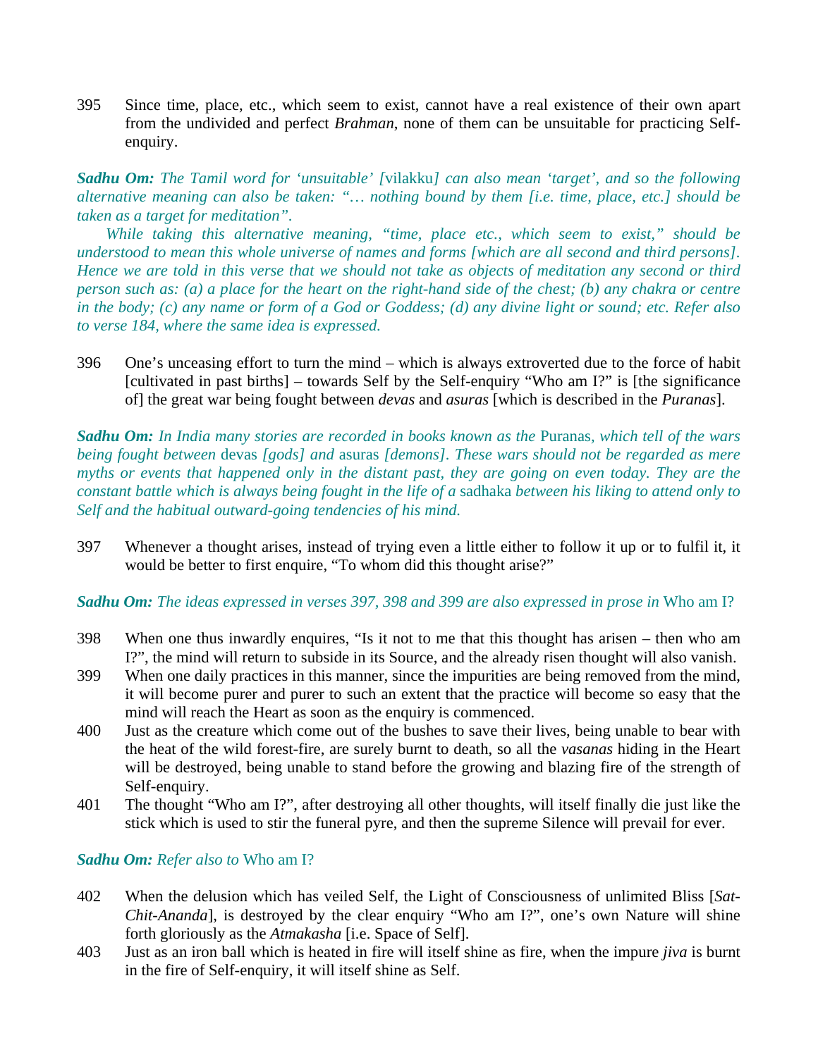395 Since time, place, etc., which seem to exist, cannot have a real existence of their own apart from the undivided and perfect *Brahman*, none of them can be unsuitable for practicing Self-enquiry.

***Sadhu Om:*** *The Tamil word for 'unsuitable' [*vilakku*] can also mean 'target', and so the following alternative meaning can also be taken: "… nothing bound by them [i.e. time, place, etc.] should be taken as a target for meditation".*

*While taking this alternative meaning, "time, place etc., which seem to exist," should be understood to mean this whole universe of names and forms [which are all second and third persons]. Hence we are told in this verse that we should not take as objects of meditation any second or third person such as: (a) a place for the heart on the right-hand side of the chest; (b) any chakra or centre in the body; (c) any name or form of a God or Goddess; (d) any divine light or sound; etc. Refer also to verse 184, where the same idea is expressed.*

396 One's unceasing effort to turn the mind – which is always extroverted due to the force of habit [cultivated in past births] – towards Self by the Self-enquiry "Who am I?" is [the significance of] the great war being fought between *devas* and *asuras* [which is described in the *Puranas*].

***Sadhu Om:*** *In India many stories are recorded in books known as the* Puranas*, which tell of the wars being fought between* devas *[gods] and* asuras *[demons]. These wars should not be regarded as mere myths or events that happened only in the distant past, they are going on even today. They are the constant battle which is always being fought in the life of a* sadhaka *between his liking to attend only to Self and the habitual outward-going tendencies of his mind.*

397 Whenever a thought arises, instead of trying even a little either to follow it up or to fulfil it, it would be better to first enquire, "To whom did this thought arise?"

***Sadhu Om:*** *The ideas expressed in verses 397, 398 and 399 are also expressed in prose in* Who am I?

398 When one thus inwardly enquires, "Is it not to me that this thought has arisen – then who am I?", the mind will return to subside in its Source, and the already risen thought will also vanish.

399 When one daily practices in this manner, since the impurities are being removed from the mind, it will become purer and purer to such an extent that the practice will become so easy that the mind will reach the Heart as soon as the enquiry is commenced.

400 Just as the creature which come out of the bushes to save their lives, being unable to bear with the heat of the wild forest-fire, are surely burnt to death, so all the *vasanas* hiding in the Heart will be destroyed, being unable to stand before the growing and blazing fire of the strength of Self-enquiry.

401 The thought "Who am I?", after destroying all other thoughts, will itself finally die just like the stick which is used to stir the funeral pyre, and then the supreme Silence will prevail for ever.

***Sadhu Om:*** *Refer also to* Who am I?

402 When the delusion which has veiled Self, the Light of Consciousness of unlimited Bliss [*Sat-Chit-Ananda*], is destroyed by the clear enquiry "Who am I?", one's own Nature will shine forth gloriously as the *Atmakasha* [i.e. Space of Self].

403 Just as an iron ball which is heated in fire will itself shine as fire, when the impure *jiva* is burnt in the fire of Self-enquiry, it will itself shine as Self.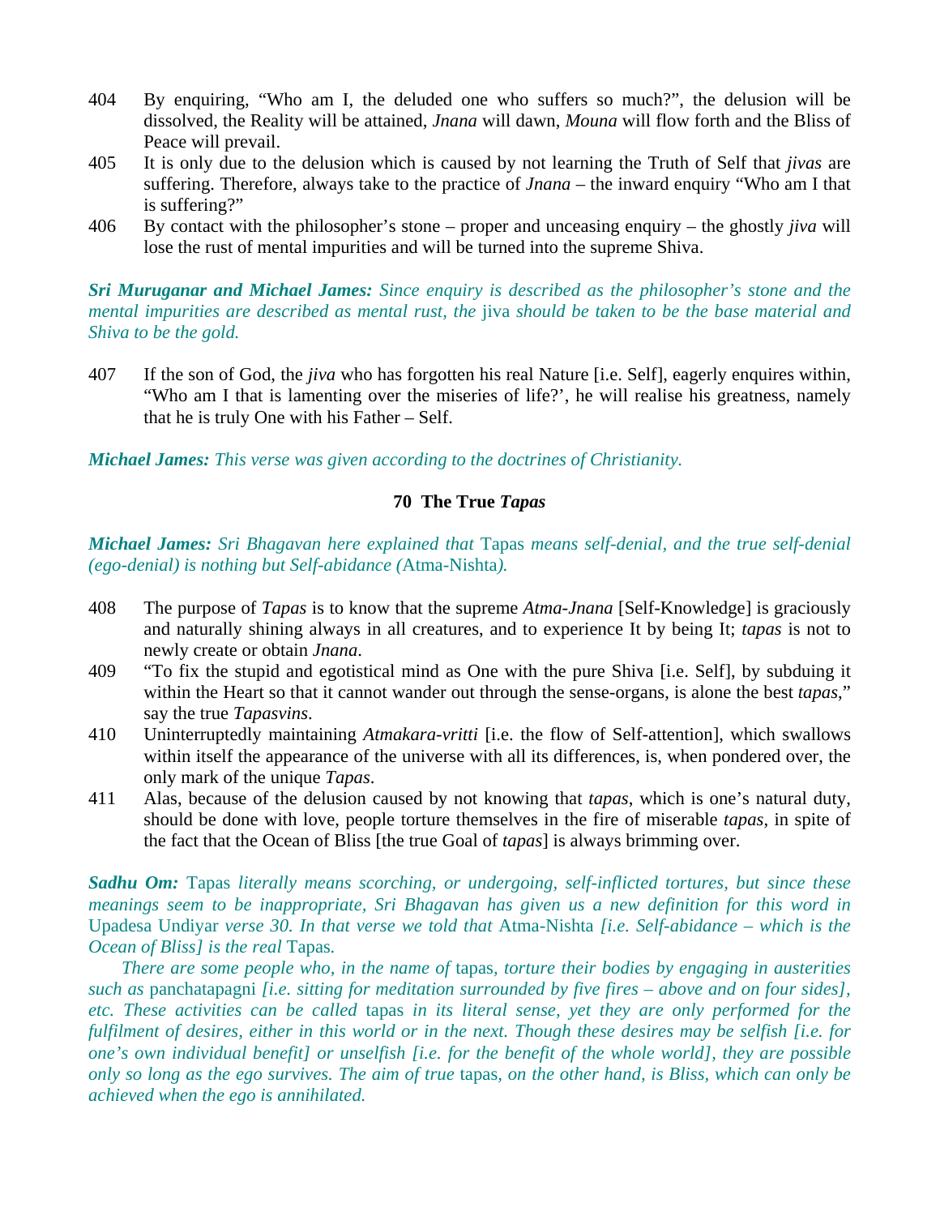404 By enquiring, "Who am I, the deluded one who suffers so much?", the delusion will be dissolved, the Reality will be attained, *Jnana* will dawn, *Mouna* will flow forth and the Bliss of Peace will prevail.

405 It is only due to the delusion which is caused by not learning the Truth of Self that *jivas* are suffering. Therefore, always take to the practice of *Jnana* – the inward enquiry "Who am I that is suffering?"

406 By contact with the philosopher's stone – proper and unceasing enquiry – the ghostly *jiva* will lose the rust of mental impurities and will be turned into the supreme Shiva.

***Sri Muruganar and Michael James:*** *Since enquiry is described as the philosopher's stone and the mental impurities are described as mental rust, the* jiva *should be taken to be the base material and Shiva to be the gold.*

407 If the son of God, the *jiva* who has forgotten his real Nature [i.e. Self], eagerly enquires within, "Who am I that is lamenting over the miseries of life?', he will realise his greatness, namely that he is truly One with his Father – Self.

***Michael James:*** *This verse was given according to the doctrines of Christianity.*

## 70 The True *Tapas*

***Michael James:*** *Sri Bhagavan here explained that* Tapas *means self-denial, and the true self-denial (ego-denial) is nothing but Self-abidance (*Atma-Nishta*).*

408 The purpose of *Tapas* is to know that the supreme *Atma-Jnana* [Self-Knowledge] is graciously and naturally shining always in all creatures, and to experience It by being It; *tapas* is not to newly create or obtain *Jnana*.

409 "To fix the stupid and egotistical mind as One with the pure Shiva [i.e. Self], by subduing it within the Heart so that it cannot wander out through the sense-organs, is alone the best *tapas*," say the true *Tapasvins*.

410 Uninterruptedly maintaining *Atmakara-vritti* [i.e. the flow of Self-attention], which swallows within itself the appearance of the universe with all its differences, is, when pondered over, the only mark of the unique *Tapas*.

411 Alas, because of the delusion caused by not knowing that *tapas*, which is one's natural duty, should be done with love, people torture themselves in the fire of miserable *tapas*, in spite of the fact that the Ocean of Bliss [the true Goal of *tapas*] is always brimming over.

***Sadhu Om:*** Tapas *literally means scorching, or undergoing, self-inflicted tortures, but since these meanings seem to be inappropriate, Sri Bhagavan has given us a new definition for this word in* Upadesa Undiyar *verse 30. In that verse we told that* Atma-Nishta *[i.e. Self-abidance – which is the Ocean of Bliss] is the real* Tapas*.*

*There are some people who, in the name of* tapas*, torture their bodies by engaging in austerities such as* panchatapagni *[i.e. sitting for meditation surrounded by five fires – above and on four sides], etc. These activities can be called* tapas *in its literal sense, yet they are only performed for the fulfilment of desires, either in this world or in the next. Though these desires may be selfish [i.e. for one's own individual benefit] or unselfish [i.e. for the benefit of the whole world], they are possible only so long as the ego survives. The aim of true* tapas*, on the other hand, is Bliss, which can only be achieved when the ego is annihilated.*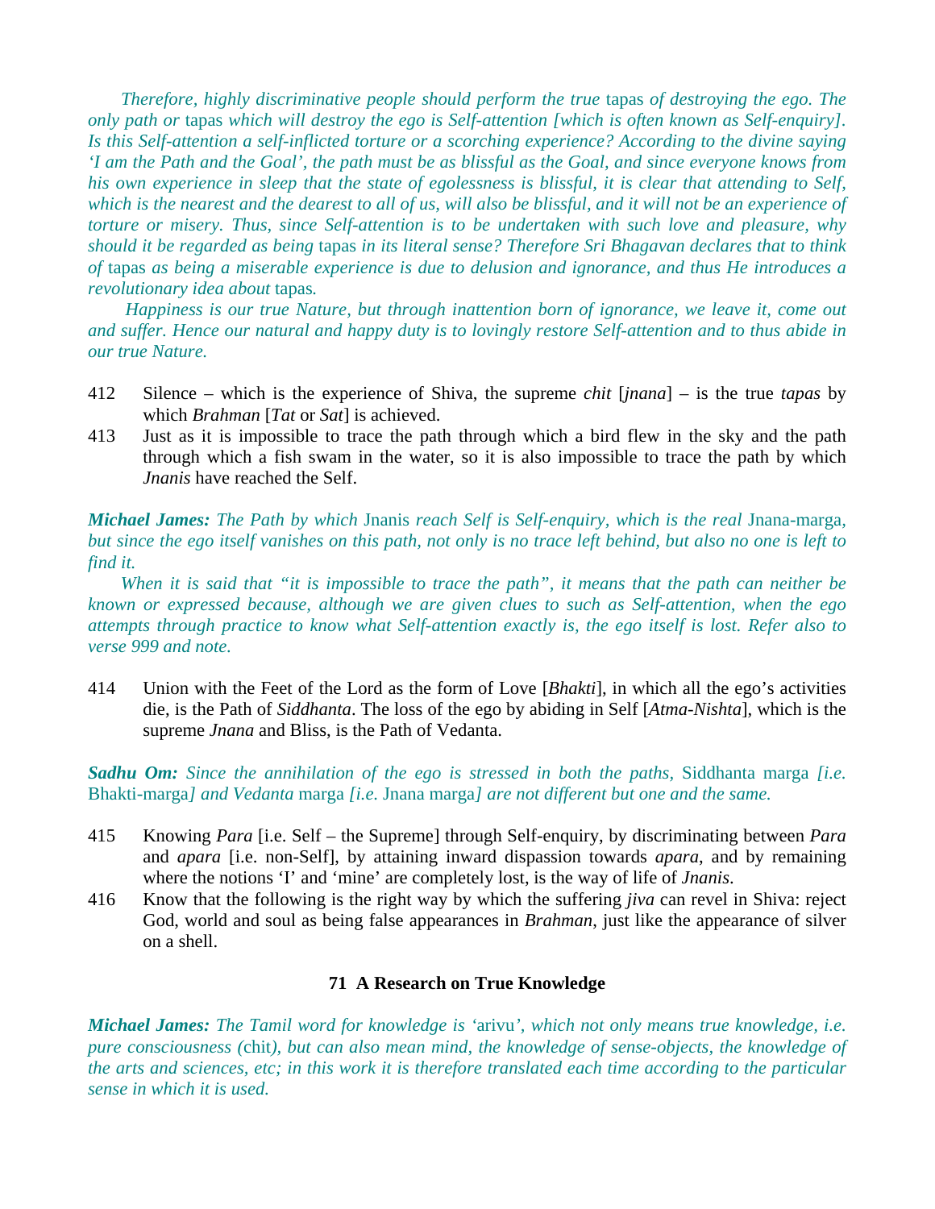*Therefore, highly discriminative people should perform the true* tapas *of destroying the ego. The only path or* tapas *which will destroy the ego is Self-attention [which is often known as Self-enquiry]. Is this Self-attention a self-inflicted torture or a scorching experience? According to the divine saying 'I am the Path and the Goal', the path must be as blissful as the Goal, and since everyone knows from his own experience in sleep that the state of egolessness is blissful, it is clear that attending to Self, which is the nearest and the dearest to all of us, will also be blissful, and it will not be an experience of torture or misery. Thus, since Self-attention is to be undertaken with such love and pleasure, why should it be regarded as being* tapas *in its literal sense? Therefore Sri Bhagavan declares that to think of* tapas *as being a miserable experience is due to delusion and ignorance, and thus He introduces a revolutionary idea about* tapas*.*

*Happiness is our true Nature, but through inattention born of ignorance, we leave it, come out and suffer. Hence our natural and happy duty is to lovingly restore Self-attention and to thus abide in our true Nature.*

412 Silence – which is the experience of Shiva, the supreme *chit* [*jnana*] – is the true *tapas* by which *Brahman* [*Tat* or *Sat*] is achieved.

413 Just as it is impossible to trace the path through which a bird flew in the sky and the path through which a fish swam in the water, so it is also impossible to trace the path by which *Jnanis* have reached the Self.

***Michael James:*** *The Path by which* Jnanis *reach Self is Self-enquiry, which is the real* Jnana-marga*, but since the ego itself vanishes on this path, not only is no trace left behind, but also no one is left to find it.*

*When it is said that "it is impossible to trace the path", it means that the path can neither be known or expressed because, although we are given clues to such as Self-attention, when the ego attempts through practice to know what Self-attention exactly is, the ego itself is lost. Refer also to verse 999 and note.*

414 Union with the Feet of the Lord as the form of Love [*Bhakti*], in which all the ego's activities die, is the Path of *Siddhanta*. The loss of the ego by abiding in Self [*Atma-Nishta*], which is the supreme *Jnana* and Bliss, is the Path of Vedanta.

***Sadhu Om:*** *Since the annihilation of the ego is stressed in both the paths,* Siddhanta marga *[i.e.* Bhakti-marga*] and Vedanta* marga *[i.e.* Jnana marga*] are not different but one and the same.*

415 Knowing *Para* [i.e. Self – the Supreme] through Self-enquiry, by discriminating between *Para* and *apara* [i.e. non-Self], by attaining inward dispassion towards *apara*, and by remaining where the notions 'I' and 'mine' are completely lost, is the way of life of *Jnanis*.

416 Know that the following is the right way by which the suffering *jiva* can revel in Shiva: reject God, world and soul as being false appearances in *Brahman*, just like the appearance of silver on a shell.

## 71 A Research on True Knowledge

***Michael James:*** *The Tamil word for knowledge is '*arivu*', which not only means true knowledge, i.e. pure consciousness (*chit*), but can also mean mind, the knowledge of sense-objects, the knowledge of the arts and sciences, etc; in this work it is therefore translated each time according to the particular sense in which it is used.*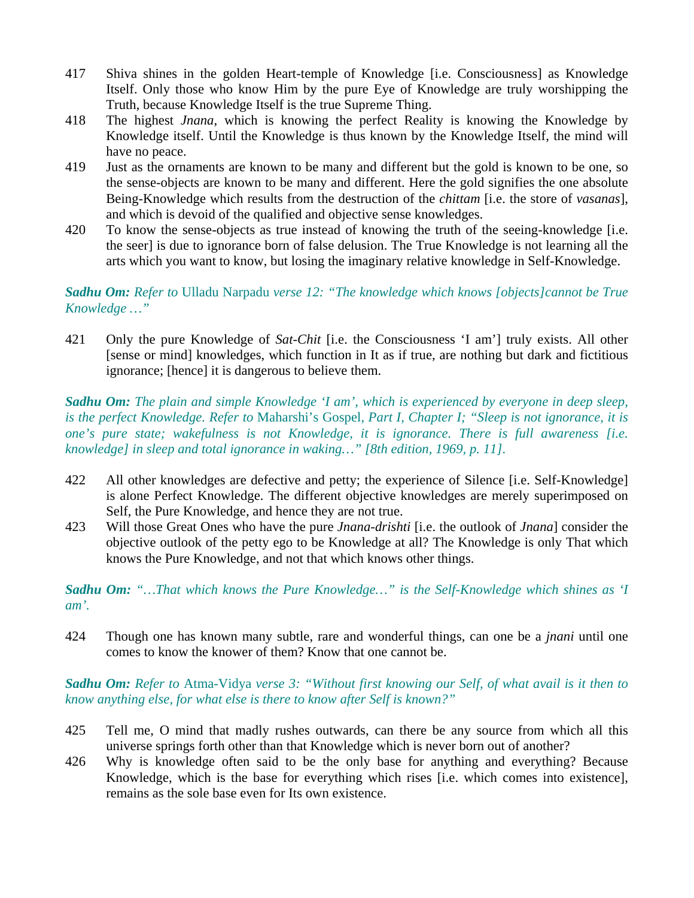417 Shiva shines in the golden Heart-temple of Knowledge [i.e. Consciousness] as Knowledge Itself. Only those who know Him by the pure Eye of Knowledge are truly worshipping the Truth, because Knowledge Itself is the true Supreme Thing.

418 The highest *Jnana*, which is knowing the perfect Reality is knowing the Knowledge by Knowledge itself. Until the Knowledge is thus known by the Knowledge Itself, the mind will have no peace.

419 Just as the ornaments are known to be many and different but the gold is known to be one, so the sense-objects are known to be many and different. Here the gold signifies the one absolute Being-Knowledge which results from the destruction of the *chittam* [i.e. the store of *vasanas*], and which is devoid of the qualified and objective sense knowledges.

420 To know the sense-objects as true instead of knowing the truth of the seeing-knowledge [i.e. the seer] is due to ignorance born of false delusion. The True Knowledge is not learning all the arts which you want to know, but losing the imaginary relative knowledge in Self-Knowledge.

***Sadhu Om:*** *Refer to* Ulladu Narpadu *verse 12: "The knowledge which knows [objects]cannot be True Knowledge …"*

421 Only the pure Knowledge of *Sat-Chit* [i.e. the Consciousness 'I am'] truly exists. All other [sense or mind] knowledges, which function in It as if true, are nothing but dark and fictitious ignorance; [hence] it is dangerous to believe them.

***Sadhu Om:*** *The plain and simple Knowledge 'I am', which is experienced by everyone in deep sleep, is the perfect Knowledge. Refer to* Maharshi's Gospel*, Part I, Chapter I; "Sleep is not ignorance, it is one's pure state; wakefulness is not Knowledge, it is ignorance. There is full awareness [i.e. knowledge] in sleep and total ignorance in waking…" [8th edition, 1969, p. 11].*

422 All other knowledges are defective and petty; the experience of Silence [i.e. Self-Knowledge] is alone Perfect Knowledge. The different objective knowledges are merely superimposed on Self, the Pure Knowledge, and hence they are not true.

423 Will those Great Ones who have the pure *Jnana-drishti* [i.e. the outlook of *Jnana*] consider the objective outlook of the petty ego to be Knowledge at all? The Knowledge is only That which knows the Pure Knowledge, and not that which knows other things.

***Sadhu Om:*** *"…That which knows the Pure Knowledge…" is the Self-Knowledge which shines as 'I am'.*

424 Though one has known many subtle, rare and wonderful things, can one be a *jnani* until one comes to know the knower of them? Know that one cannot be.

***Sadhu Om:*** *Refer to* Atma-Vidya *verse 3: "Without first knowing our Self, of what avail is it then to know anything else, for what else is there to know after Self is known?"*

425 Tell me, O mind that madly rushes outwards, can there be any source from which all this universe springs forth other than that Knowledge which is never born out of another?

426 Why is knowledge often said to be the only base for anything and everything? Because Knowledge, which is the base for everything which rises [i.e. which comes into existence], remains as the sole base even for Its own existence.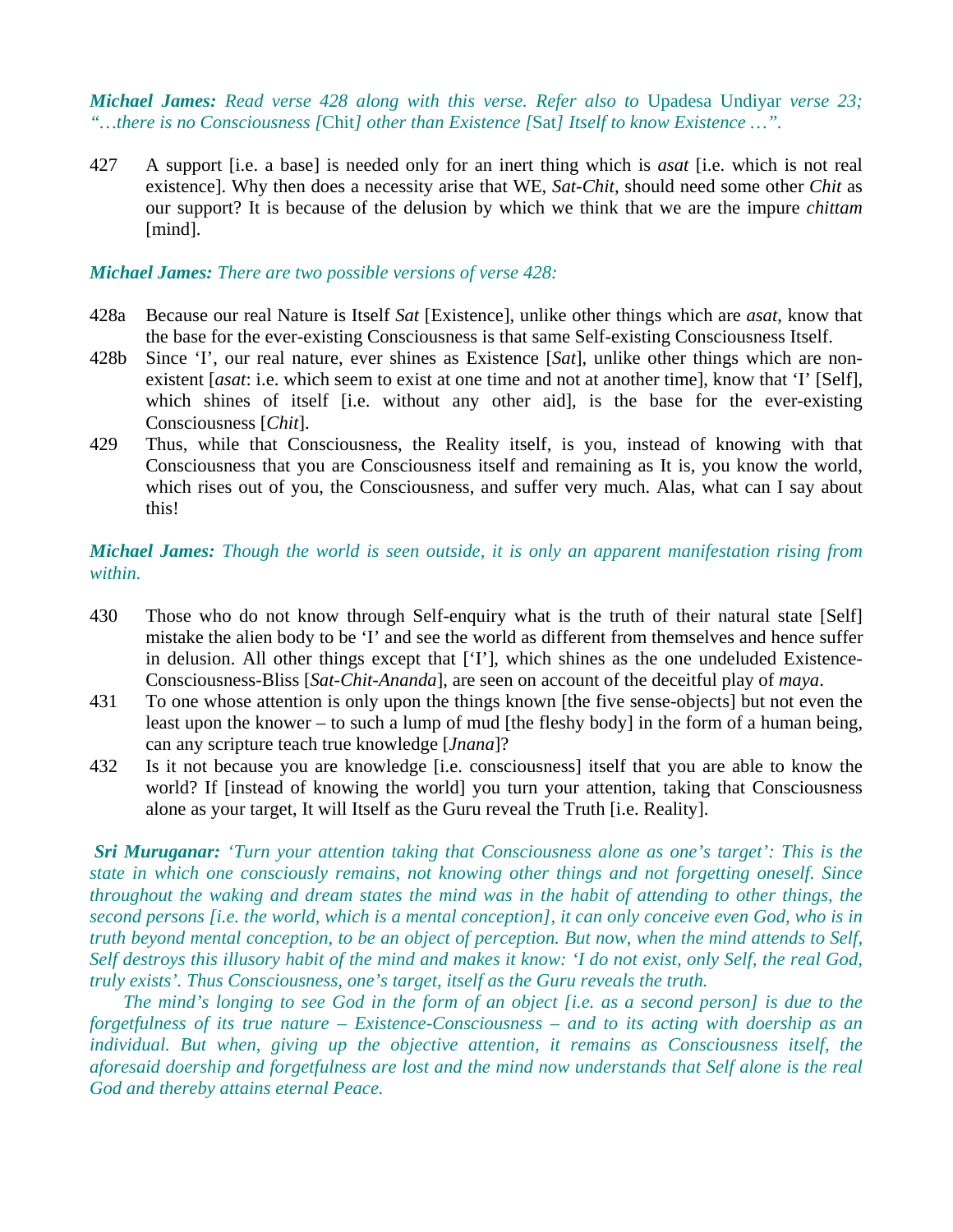***Michael James:*** *Read verse 428 along with this verse. Refer also to* Upadesa Undiyar *verse 23; "…there is no Consciousness [*Chit*] other than Existence [*Sat*] Itself to know Existence …".*

427 A support [i.e. a base] is needed only for an inert thing which is *asat* [i.e. which is not real existence]. Why then does a necessity arise that WE, *Sat-Chit*, should need some other *Chit* as our support? It is because of the delusion by which we think that we are the impure *chittam* [mind].

***Michael James:*** *There are two possible versions of verse 428:*

428a Because our real Nature is Itself *Sat* [Existence], unlike other things which are *asat*, know that the base for the ever-existing Consciousness is that same Self-existing Consciousness Itself.

428b Since 'I', our real nature, ever shines as Existence [*Sat*], unlike other things which are non-existent [*asat*: i.e. which seem to exist at one time and not at another time], know that 'I' [Self], which shines of itself [i.e. without any other aid], is the base for the ever-existing Consciousness [*Chit*].

429 Thus, while that Consciousness, the Reality itself, is you, instead of knowing with that Consciousness that you are Consciousness itself and remaining as It is, you know the world, which rises out of you, the Consciousness, and suffer very much. Alas, what can I say about this!

***Michael James:*** *Though the world is seen outside, it is only an apparent manifestation rising from within.*

430 Those who do not know through Self-enquiry what is the truth of their natural state [Self] mistake the alien body to be 'I' and see the world as different from themselves and hence suffer in delusion. All other things except that ['I'], which shines as the one undeluded Existence-Consciousness-Bliss [*Sat-Chit-Ananda*], are seen on account of the deceitful play of *maya*.

431 To one whose attention is only upon the things known [the five sense-objects] but not even the least upon the knower – to such a lump of mud [the fleshy body] in the form of a human being, can any scripture teach true knowledge [*Jnana*]?

432 Is it not because you are knowledge [i.e. consciousness] itself that you are able to know the world? If [instead of knowing the world] you turn your attention, taking that Consciousness alone as your target, It will Itself as the Guru reveal the Truth [i.e. Reality].

***Sri Muruganar:*** *'Turn your attention taking that Consciousness alone as one's target': This is the state in which one consciously remains, not knowing other things and not forgetting oneself. Since throughout the waking and dream states the mind was in the habit of attending to other things, the second persons [i.e. the world, which is a mental conception], it can only conceive even God, who is in truth beyond mental conception, to be an object of perception. But now, when the mind attends to Self, Self destroys this illusory habit of the mind and makes it know: 'I do not exist, only Self, the real God, truly exists'. Thus Consciousness, one's target, itself as the Guru reveals the truth.*

*The mind's longing to see God in the form of an object [i.e. as a second person] is due to the forgetfulness of its true nature – Existence-Consciousness – and to its acting with doership as an individual. But when, giving up the objective attention, it remains as Consciousness itself, the aforesaid doership and forgetfulness are lost and the mind now understands that Self alone is the real God and thereby attains eternal Peace.*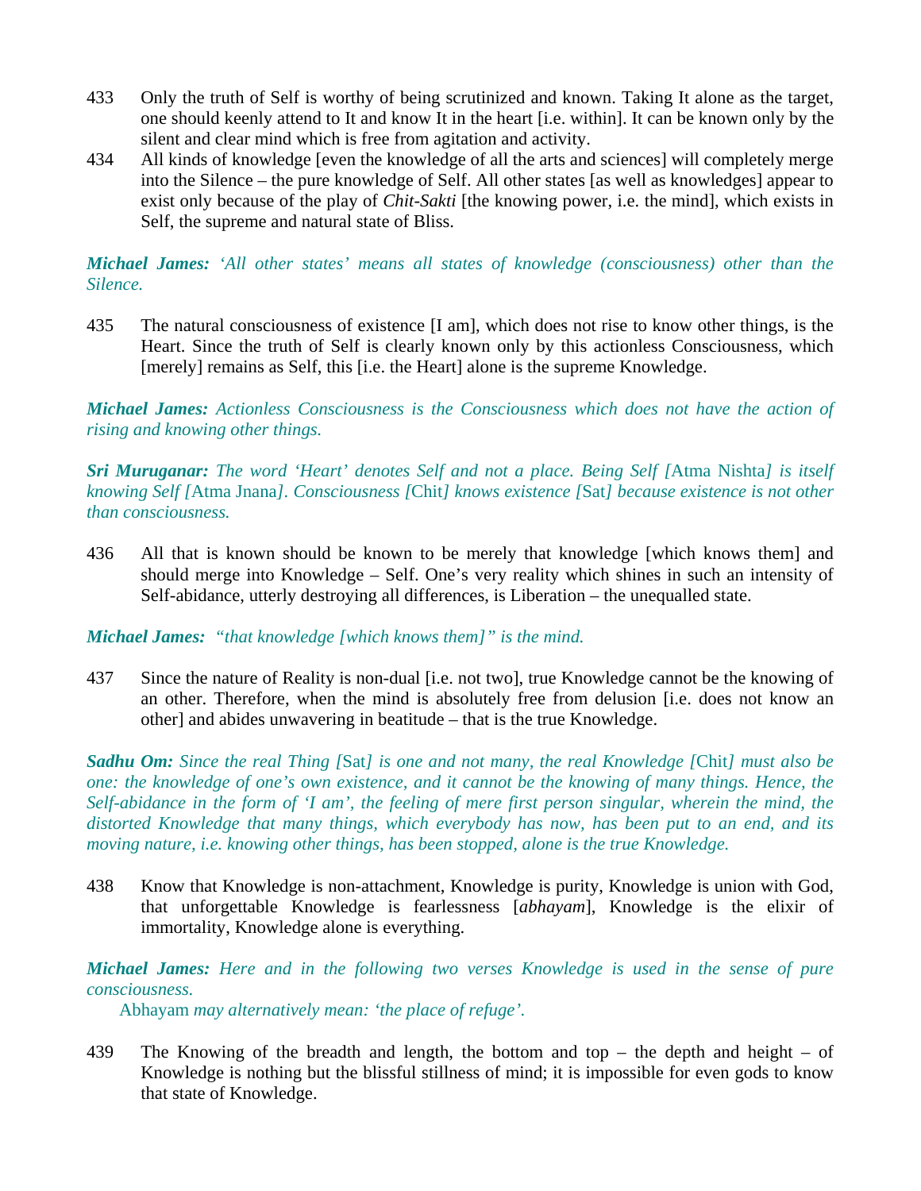433 Only the truth of Self is worthy of being scrutinized and known. Taking It alone as the target, one should keenly attend to It and know It in the heart [i.e. within]. It can be known only by the silent and clear mind which is free from agitation and activity.

434 All kinds of knowledge [even the knowledge of all the arts and sciences] will completely merge into the Silence – the pure knowledge of Self. All other states [as well as knowledges] appear to exist only because of the play of *Chit-Sakti* [the knowing power, i.e. the mind], which exists in Self, the supreme and natural state of Bliss.

***Michael James:*** *'All other states' means all states of knowledge (consciousness) other than the Silence.*

435 The natural consciousness of existence [I am], which does not rise to know other things, is the Heart. Since the truth of Self is clearly known only by this actionless Consciousness, which [merely] remains as Self, this [i.e. the Heart] alone is the supreme Knowledge.

***Michael James:*** *Actionless Consciousness is the Consciousness which does not have the action of rising and knowing other things.*

***Sri Muruganar:*** *The word 'Heart' denotes Self and not a place. Being Self [*Atma Nishta*] is itself knowing Self [*Atma Jnana*]. Consciousness [*Chit*] knows existence [*Sat*] because existence is not other than consciousness.*

436 All that is known should be known to be merely that knowledge [which knows them] and should merge into Knowledge – Self. One's very reality which shines in such an intensity of Self-abidance, utterly destroying all differences, is Liberation – the unequalled state.

***Michael James:*** *"that knowledge [which knows them]" is the mind.*

437 Since the nature of Reality is non-dual [i.e. not two], true Knowledge cannot be the knowing of an other. Therefore, when the mind is absolutely free from delusion [i.e. does not know an other] and abides unwavering in beatitude – that is the true Knowledge.

***Sadhu Om:*** *Since the real Thing [*Sat*] is one and not many, the real Knowledge [*Chit*] must also be one: the knowledge of one's own existence, and it cannot be the knowing of many things. Hence, the Self-abidance in the form of 'I am', the feeling of mere first person singular, wherein the mind, the distorted Knowledge that many things, which everybody has now, has been put to an end, and its moving nature, i.e. knowing other things, has been stopped, alone is the true Knowledge.*

438 Know that Knowledge is non-attachment, Knowledge is purity, Knowledge is union with God, that unforgettable Knowledge is fearlessness [*abhayam*], Knowledge is the elixir of immortality, Knowledge alone is everything.

***Michael James:*** *Here and in the following two verses Knowledge is used in the sense of pure consciousness.*

Abhayam *may alternatively mean: 'the place of refuge'.*

439 The Knowing of the breadth and length, the bottom and top – the depth and height – of Knowledge is nothing but the blissful stillness of mind; it is impossible for even gods to know that state of Knowledge.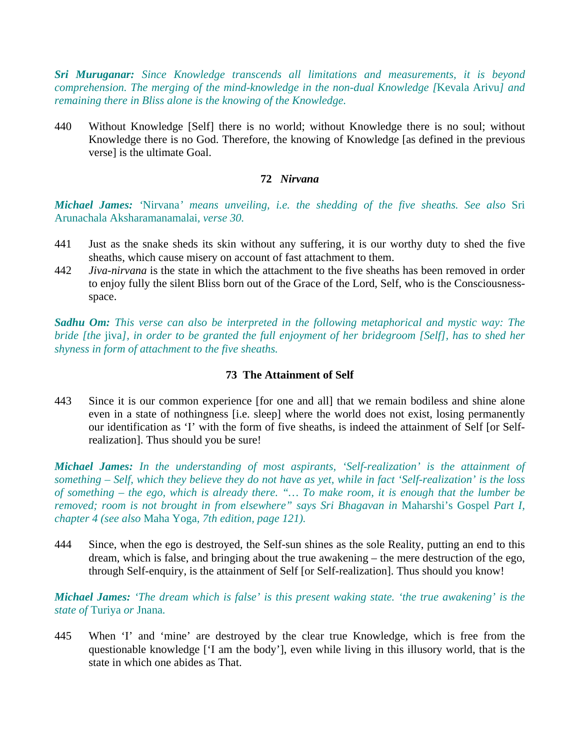***Sri Muruganar:*** *Since Knowledge transcends all limitations and measurements, it is beyond comprehension. The merging of the mind-knowledge in the non-dual Knowledge [*Kevala Arivu*] and remaining there in Bliss alone is the knowing of the Knowledge.*

440 Without Knowledge [Self] there is no world; without Knowledge there is no soul; without Knowledge there is no God. Therefore, the knowing of Knowledge [as defined in the previous verse] is the ultimate Goal.

### 72 *Nirvana*

***Michael James:*** *'*Nirvana*' means unveiling, i.e. the shedding of the five sheaths. See also* Sri Arunachala Aksharamanamalai*, verse 30.*

441 Just as the snake sheds its skin without any suffering, it is our worthy duty to shed the five sheaths, which cause misery on account of fast attachment to them.

442 *Jiva-nirvana* is the state in which the attachment to the five sheaths has been removed in order to enjoy fully the silent Bliss born out of the Grace of the Lord, Self, who is the Consciousness-space.

***Sadhu Om:*** *This verse can also be interpreted in the following metaphorical and mystic way: The bride [the* jiva*], in order to be granted the full enjoyment of her bridegroom [Self], has to shed her shyness in form of attachment to the five sheaths.*

### 73 The Attainment of Self

443 Since it is our common experience [for one and all] that we remain bodiless and shine alone even in a state of nothingness [i.e. sleep] where the world does not exist, losing permanently our identification as 'I' with the form of five sheaths, is indeed the attainment of Self [or Self-realization]. Thus should you be sure!

***Michael James:*** *In the understanding of most aspirants, 'Self-realization' is the attainment of something – Self, which they believe they do not have as yet, while in fact 'Self-realization' is the loss of something – the ego, which is already there. "… To make room, it is enough that the lumber be removed; room is not brought in from elsewhere" says Sri Bhagavan in* Maharshi's Gospel *Part I, chapter 4 (see also* Maha Yoga*, 7th edition, page 121).*

444 Since, when the ego is destroyed, the Self-sun shines as the sole Reality, putting an end to this dream, which is false, and bringing about the true awakening – the mere destruction of the ego, through Self-enquiry, is the attainment of Self [or Self-realization]. Thus should you know!

***Michael James:*** *'The dream which is false' is this present waking state. 'the true awakening' is the state of* Turiya *or* Jnana*.*

445 When 'I' and 'mine' are destroyed by the clear true Knowledge, which is free from the questionable knowledge ['I am the body'], even while living in this illusory world, that is the state in which one abides as That.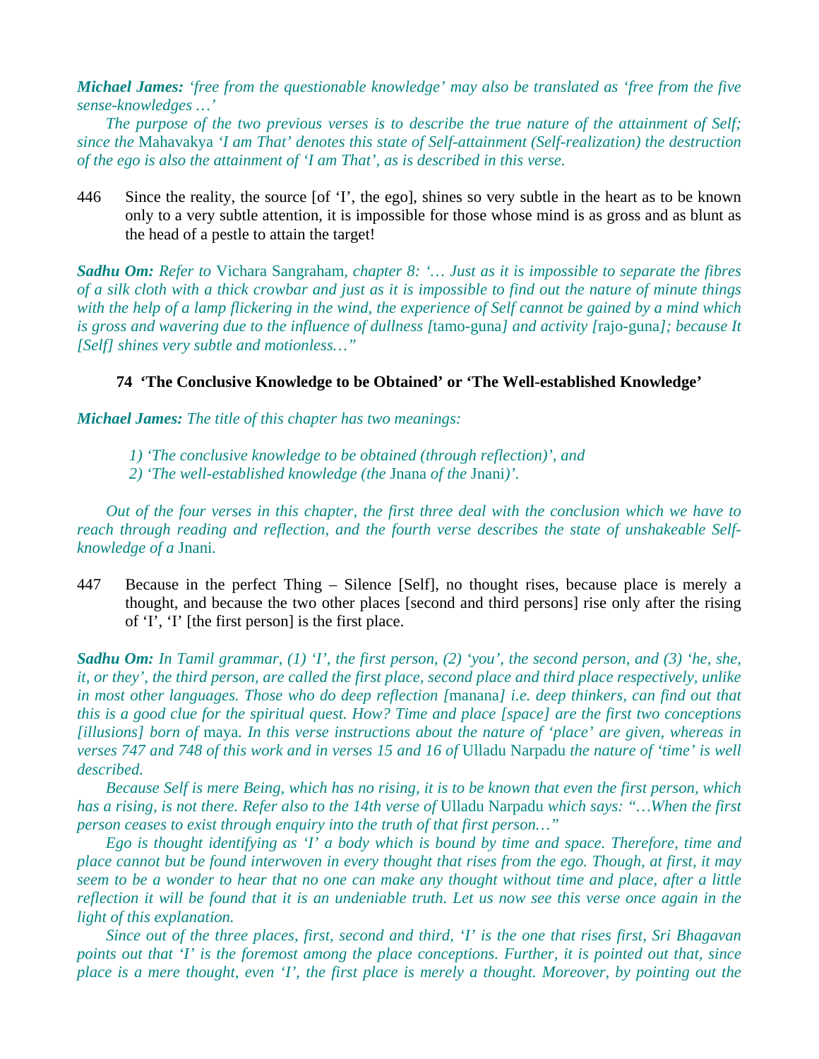***Michael James:*** *'free from the questionable knowledge' may also be translated as 'free from the five sense-knowledges …'*

*The purpose of the two previous verses is to describe the true nature of the attainment of Self; since the* Mahavakya *'I am That' denotes this state of Self-attainment (Self-realization) the destruction of the ego is also the attainment of 'I am That', as is described in this verse.*

446 Since the reality, the source [of 'I', the ego], shines so very subtle in the heart as to be known only to a very subtle attention, it is impossible for those whose mind is as gross and as blunt as the head of a pestle to attain the target!

***Sadhu Om:*** *Refer to* Vichara Sangraham, *chapter 8: '… Just as it is impossible to separate the fibres of a silk cloth with a thick crowbar and just as it is impossible to find out the nature of minute things with the help of a lamp flickering in the wind, the experience of Self cannot be gained by a mind which is gross and wavering due to the influence of dullness [*tamo-guna*] and activity [*rajo-guna*]; because It [Self] shines very subtle and motionless…"*

### 74 'The Conclusive Knowledge to be Obtained' or 'The Well-established Knowledge'

***Michael James:*** *The title of this chapter has two meanings:*

1) *'The conclusive knowledge to be obtained (through reflection)', and*
2) *'The well-established knowledge (the* Jnana *of the* Jnani*)'.*

*Out of the four verses in this chapter, the first three deal with the conclusion which we have to reach through reading and reflection, and the fourth verse describes the state of unshakeable Self-knowledge of a* Jnani*.*

447 Because in the perfect Thing – Silence [Self], no thought rises, because place is merely a thought, and because the two other places [second and third persons] rise only after the rising of 'I', 'I' [the first person] is the first place.

***Sadhu Om:*** *In Tamil grammar, (1) 'I', the first person, (2) 'you', the second person, and (3) 'he, she, it, or they', the third person, are called the first place, second place and third place respectively, unlike in most other languages. Those who do deep reflection [*manana*] i.e. deep thinkers, can find out that this is a good clue for the spiritual quest. How? Time and place [space] are the first two conceptions [illusions] born of* maya*. In this verse instructions about the nature of 'place' are given, whereas in verses 747 and 748 of this work and in verses 15 and 16 of* Ulladu Narpadu *the nature of 'time' is well described.*

*Because Self is mere Being, which has no rising, it is to be known that even the first person, which has a rising, is not there. Refer also to the 14th verse of* Ulladu Narpadu *which says: "…When the first person ceases to exist through enquiry into the truth of that first person…"*

*Ego is thought identifying as 'I' a body which is bound by time and space. Therefore, time and place cannot but be found interwoven in every thought that rises from the ego. Though, at first, it may seem to be a wonder to hear that no one can make any thought without time and place, after a little reflection it will be found that it is an undeniable truth. Let us now see this verse once again in the light of this explanation.*

*Since out of the three places, first, second and third, 'I' is the one that rises first, Sri Bhagavan points out that 'I' is the foremost among the place conceptions. Further, it is pointed out that, since place is a mere thought, even 'I', the first place is merely a thought. Moreover, by pointing out the*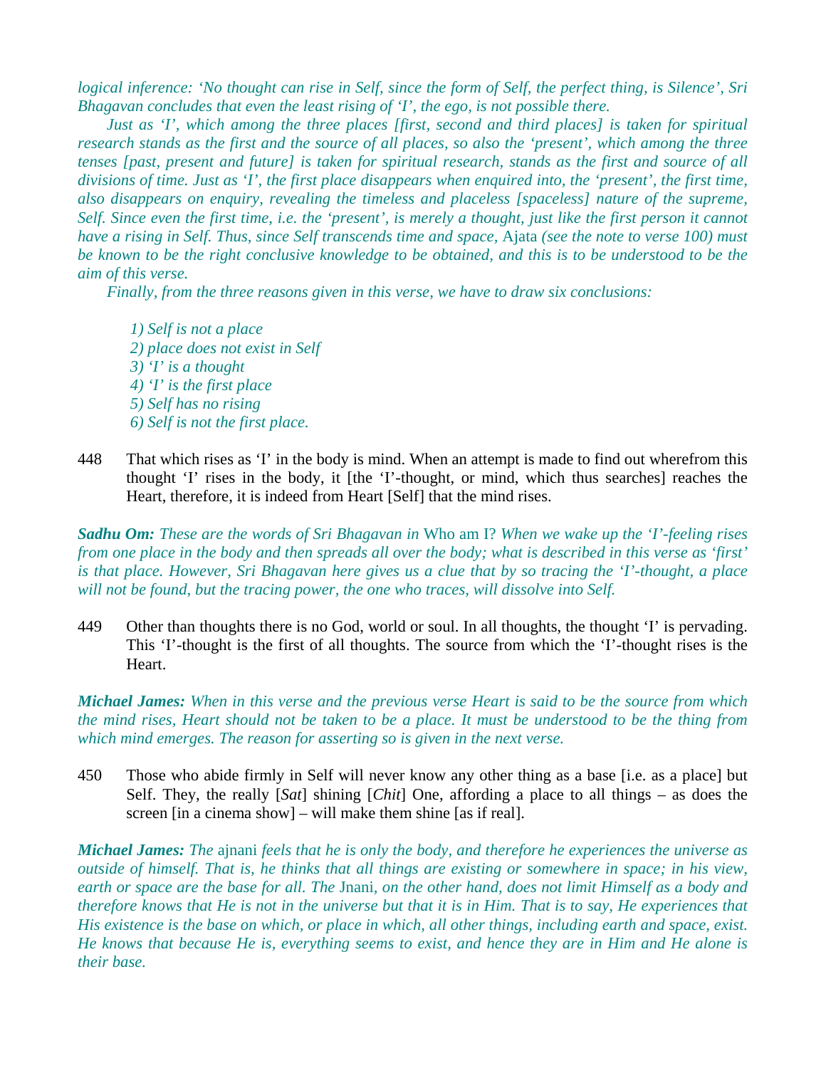*logical inference: 'No thought can rise in Self, since the form of Self, the perfect thing, is Silence', Sri Bhagavan concludes that even the least rising of 'I', the ego, is not possible there.*

*Just as 'I', which among the three places [first, second and third places] is taken for spiritual research stands as the first and the source of all places, so also the 'present', which among the three tenses [past, present and future] is taken for spiritual research, stands as the first and source of all divisions of time. Just as 'I', the first place disappears when enquired into, the 'present', the first time, also disappears on enquiry, revealing the timeless and placeless [spaceless] nature of the supreme, Self. Since even the first time, i.e. the 'present', is merely a thought, just like the first person it cannot have a rising in Self. Thus, since Self transcends time and space,* Ajata *(see the note to verse 100) must be known to be the right conclusive knowledge to be obtained, and this is to be understood to be the aim of this verse.*

*Finally, from the three reasons given in this verse, we have to draw six conclusions:*

*1) Self is not a place*
*2) place does not exist in Self*
*3) 'I' is a thought*
*4) 'I' is the first place*
*5) Self has no rising*
*6) Self is not the first place.*

448 That which rises as 'I' in the body is mind. When an attempt is made to find out wherefrom this thought 'I' rises in the body, it [the 'I'-thought, or mind, which thus searches] reaches the Heart, therefore, it is indeed from Heart [Self] that the mind rises.

***Sadhu Om:*** *These are the words of Sri Bhagavan in* Who am I? *When we wake up the 'I'-feeling rises from one place in the body and then spreads all over the body; what is described in this verse as 'first' is that place. However, Sri Bhagavan here gives us a clue that by so tracing the 'I'-thought, a place will not be found, but the tracing power, the one who traces, will dissolve into Self.*

449 Other than thoughts there is no God, world or soul. In all thoughts, the thought 'I' is pervading. This 'I'-thought is the first of all thoughts. The source from which the 'I'-thought rises is the Heart.

***Michael James:*** *When in this verse and the previous verse Heart is said to be the source from which the mind rises, Heart should not be taken to be a place. It must be understood to be the thing from which mind emerges. The reason for asserting so is given in the next verse.*

450 Those who abide firmly in Self will never know any other thing as a base [i.e. as a place] but Self. They, the really [*Sat*] shining [*Chit*] One, affording a place to all things – as does the screen [in a cinema show] – will make them shine [as if real].

***Michael James:*** *The* ajnani *feels that he is only the body, and therefore he experiences the universe as outside of himself. That is, he thinks that all things are existing or somewhere in space; in his view, earth or space are the base for all. The* Jnani*, on the other hand, does not limit Himself as a body and therefore knows that He is not in the universe but that it is in Him. That is to say, He experiences that His existence is the base on which, or place in which, all other things, including earth and space, exist. He knows that because He is, everything seems to exist, and hence they are in Him and He alone is their base.*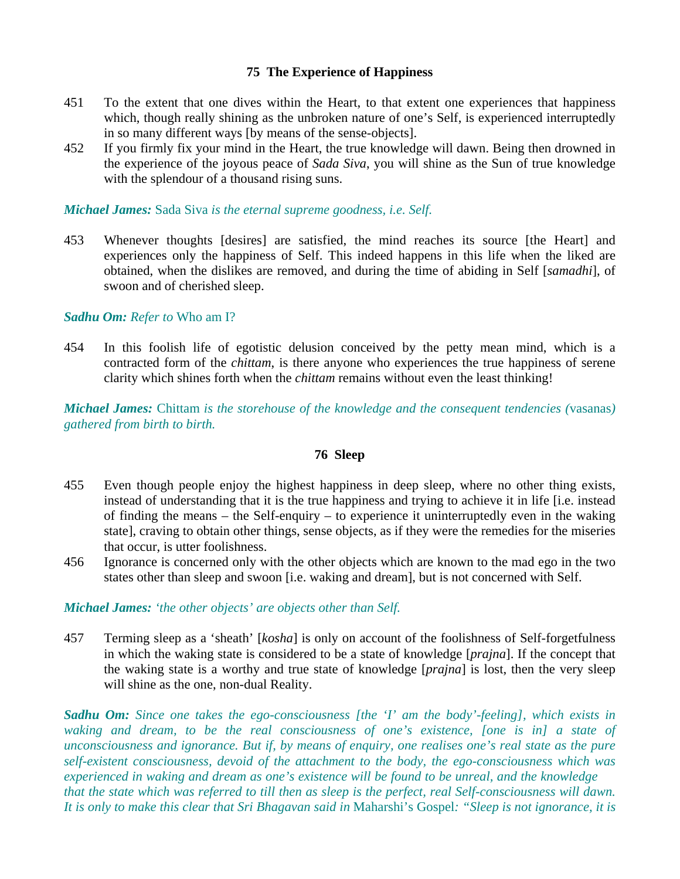## 75 The Experience of Happiness

451 To the extent that one dives within the Heart, to that extent one experiences that happiness which, though really shining as the unbroken nature of one's Self, is experienced interruptedly in so many different ways [by means of the sense-objects].

452 If you firmly fix your mind in the Heart, the true knowledge will dawn. Being then drowned in the experience of the joyous peace of *Sada Siva*, you will shine as the Sun of true knowledge with the splendour of a thousand rising suns.

***Michael James:*** Sada Siva *is the eternal supreme goodness, i.e. Self.*

453 Whenever thoughts [desires] are satisfied, the mind reaches its source [the Heart] and experiences only the happiness of Self. This indeed happens in this life when the liked are obtained, when the dislikes are removed, and during the time of abiding in Self [*samadhi*], of swoon and of cherished sleep.

***Sadhu Om:*** *Refer to* Who am I?

454 In this foolish life of egotistic delusion conceived by the petty mean mind, which is a contracted form of the *chittam*, is there anyone who experiences the true happiness of serene clarity which shines forth when the *chittam* remains without even the least thinking!

***Michael James:*** Chittam *is the storehouse of the knowledge and the consequent tendencies (*vasanas*) gathered from birth to birth.*

## 76 Sleep

455 Even though people enjoy the highest happiness in deep sleep, where no other thing exists, instead of understanding that it is the true happiness and trying to achieve it in life [i.e. instead of finding the means – the Self-enquiry – to experience it uninterruptedly even in the waking state], craving to obtain other things, sense objects, as if they were the remedies for the miseries that occur, is utter foolishness.

456 Ignorance is concerned only with the other objects which are known to the mad ego in the two states other than sleep and swoon [i.e. waking and dream], but is not concerned with Self.

***Michael James:*** *'the other objects' are objects other than Self.*

457 Terming sleep as a 'sheath' [*kosha*] is only on account of the foolishness of Self-forgetfulness in which the waking state is considered to be a state of knowledge [*prajna*]. If the concept that the waking state is a worthy and true state of knowledge [*prajna*] is lost, then the very sleep will shine as the one, non-dual Reality.

***Sadhu Om:*** *Since one takes the ego-consciousness [the 'I' am the body'-feeling], which exists in waking and dream, to be the real consciousness of one's existence, [one is in] a state of unconsciousness and ignorance. But if, by means of enquiry, one realises one's real state as the pure self-existent consciousness, devoid of the attachment to the body, the ego-consciousness which was experienced in waking and dream as one's existence will be found to be unreal, and the knowledge that the state which was referred to till then as sleep is the perfect, real Self-consciousness will dawn. It is only to make this clear that Sri Bhagavan said in* Maharshi's Gospel*: "Sleep is not ignorance, it is*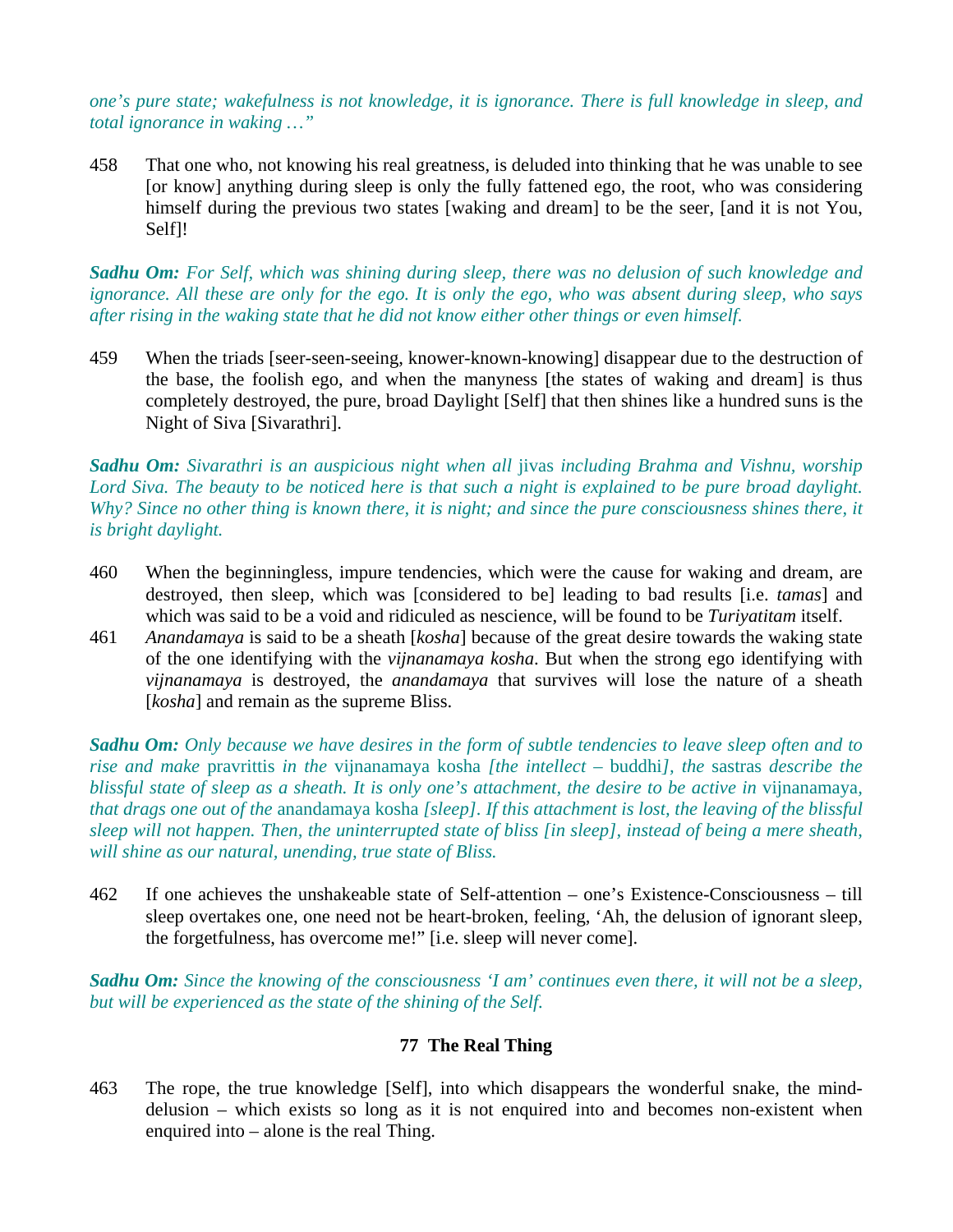*one's pure state; wakefulness is not knowledge, it is ignorance. There is full knowledge in sleep, and total ignorance in waking …"*

458 That one who, not knowing his real greatness, is deluded into thinking that he was unable to see [or know] anything during sleep is only the fully fattened ego, the root, who was considering himself during the previous two states [waking and dream] to be the seer, [and it is not You, Self]!

***Sadhu Om:*** *For Self, which was shining during sleep, there was no delusion of such knowledge and ignorance. All these are only for the ego. It is only the ego, who was absent during sleep, who says after rising in the waking state that he did not know either other things or even himself.*

459 When the triads [seer-seen-seeing, knower-known-knowing] disappear due to the destruction of the base, the foolish ego, and when the manyness [the states of waking and dream] is thus completely destroyed, the pure, broad Daylight [Self] that then shines like a hundred suns is the Night of Siva [Sivarathri].

***Sadhu Om:*** *Sivarathri is an auspicious night when all* jivas *including Brahma and Vishnu, worship Lord Siva. The beauty to be noticed here is that such a night is explained to be pure broad daylight. Why? Since no other thing is known there, it is night; and since the pure consciousness shines there, it is bright daylight.*

460 When the beginningless, impure tendencies, which were the cause for waking and dream, are destroyed, then sleep, which was [considered to be] leading to bad results [i.e. *tamas*] and which was said to be a void and ridiculed as nescience, will be found to be *Turiyatitam* itself.

461 *Anandamaya* is said to be a sheath [*kosha*] because of the great desire towards the waking state of the one identifying with the *vijnanamaya kosha*. But when the strong ego identifying with *vijnanamaya* is destroyed, the *anandamaya* that survives will lose the nature of a sheath [*kosha*] and remain as the supreme Bliss.

***Sadhu Om:*** *Only because we have desires in the form of subtle tendencies to leave sleep often and to rise and make* pravrittis *in the* vijnanamaya kosha *[the intellect –* buddhi*], the* sastras *describe the blissful state of sleep as a sheath. It is only one's attachment, the desire to be active in* vijnanamaya, *that drags one out of the* anandamaya kosha *[sleep]. If this attachment is lost, the leaving of the blissful sleep will not happen. Then, the uninterrupted state of bliss [in sleep], instead of being a mere sheath, will shine as our natural, unending, true state of Bliss.*

462 If one achieves the unshakeable state of Self-attention – one's Existence-Consciousness – till sleep overtakes one, one need not be heart-broken, feeling, 'Ah, the delusion of ignorant sleep, the forgetfulness, has overcome me!" [i.e. sleep will never come].

***Sadhu Om:*** *Since the knowing of the consciousness 'I am' continues even there, it will not be a sleep, but will be experienced as the state of the shining of the Self.*

## 77 The Real Thing

463 The rope, the true knowledge [Self], into which disappears the wonderful snake, the mind-delusion – which exists so long as it is not enquired into and becomes non-existent when enquired into – alone is the real Thing.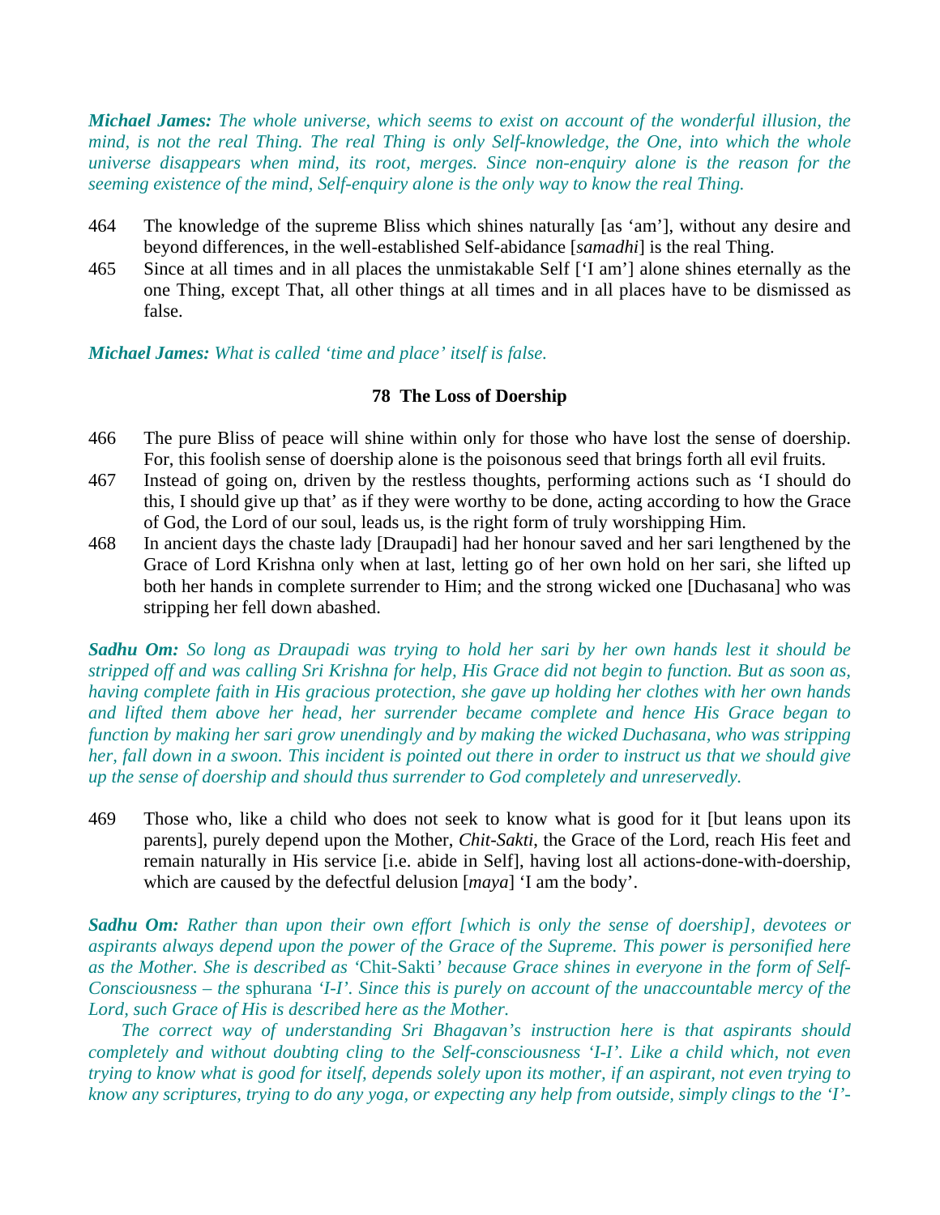***Michael James:*** *The whole universe, which seems to exist on account of the wonderful illusion, the mind, is not the real Thing. The real Thing is only Self-knowledge, the One, into which the whole universe disappears when mind, its root, merges. Since non-enquiry alone is the reason for the seeming existence of the mind, Self-enquiry alone is the only way to know the real Thing.*

464 The knowledge of the supreme Bliss which shines naturally [as 'am'], without any desire and beyond differences, in the well-established Self-abidance [*samadhi*] is the real Thing.

465 Since at all times and in all places the unmistakable Self ['I am'] alone shines eternally as the one Thing, except That, all other things at all times and in all places have to be dismissed as false.

***Michael James:*** *What is called 'time and place' itself is false.*

### 78 The Loss of Doership

466 The pure Bliss of peace will shine within only for those who have lost the sense of doership. For, this foolish sense of doership alone is the poisonous seed that brings forth all evil fruits.

467 Instead of going on, driven by the restless thoughts, performing actions such as 'I should do this, I should give up that' as if they were worthy to be done, acting according to how the Grace of God, the Lord of our soul, leads us, is the right form of truly worshipping Him.

468 In ancient days the chaste lady [Draupadi] had her honour saved and her sari lengthened by the Grace of Lord Krishna only when at last, letting go of her own hold on her sari, she lifted up both her hands in complete surrender to Him; and the strong wicked one [Duchasana] who was stripping her fell down abashed.

***Sadhu Om:*** *So long as Draupadi was trying to hold her sari by her own hands lest it should be stripped off and was calling Sri Krishna for help, His Grace did not begin to function. But as soon as, having complete faith in His gracious protection, she gave up holding her clothes with her own hands and lifted them above her head, her surrender became complete and hence His Grace began to function by making her sari grow unendingly and by making the wicked Duchasana, who was stripping her, fall down in a swoon. This incident is pointed out there in order to instruct us that we should give up the sense of doership and should thus surrender to God completely and unreservedly.*

469 Those who, like a child who does not seek to know what is good for it [but leans upon its parents], purely depend upon the Mother, *Chit-Sakti*, the Grace of the Lord, reach His feet and remain naturally in His service [i.e. abide in Self], having lost all actions-done-with-doership, which are caused by the defectful delusion [*maya*] 'I am the body'.

***Sadhu Om:*** *Rather than upon their own effort [which is only the sense of doership], devotees or aspirants always depend upon the power of the Grace of the Supreme. This power is personified here as the Mother. She is described as '*Chit-Sakti*' because Grace shines in everyone in the form of Self-Consciousness – the* sphurana *'I-I'. Since this is purely on account of the unaccountable mercy of the Lord, such Grace of His is described here as the Mother.*

*The correct way of understanding Sri Bhagavan's instruction here is that aspirants should completely and without doubting cling to the Self-consciousness 'I-I'. Like a child which, not even trying to know what is good for itself, depends solely upon its mother, if an aspirant, not even trying to know any scriptures, trying to do any yoga, or expecting any help from outside, simply clings to the 'I'-*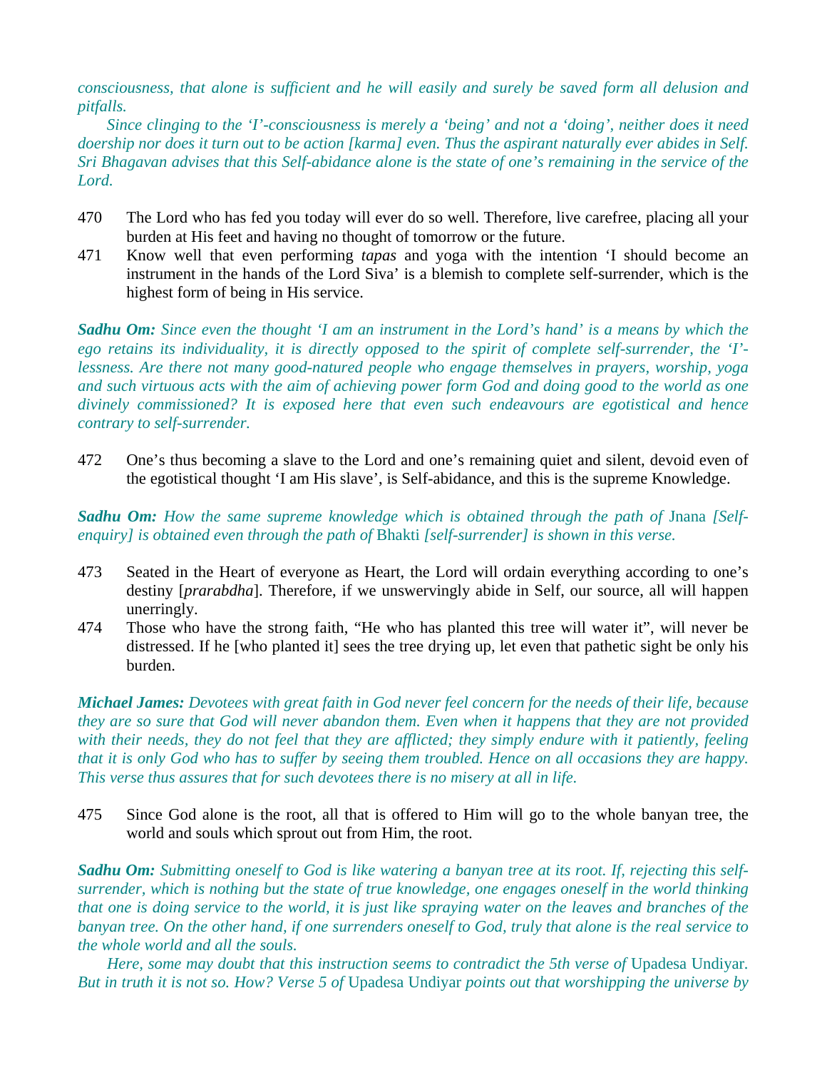*consciousness, that alone is sufficient and he will easily and surely be saved form all delusion and pitfalls.*

*Since clinging to the 'I'-consciousness is merely a 'being' and not a 'doing', neither does it need doership nor does it turn out to be action [karma] even. Thus the aspirant naturally ever abides in Self. Sri Bhagavan advises that this Self-abidance alone is the state of one's remaining in the service of the Lord.*

470 The Lord who has fed you today will ever do so well. Therefore, live carefree, placing all your burden at His feet and having no thought of tomorrow or the future.

471 Know well that even performing *tapas* and yoga with the intention 'I should become an instrument in the hands of the Lord Siva' is a blemish to complete self-surrender, which is the highest form of being in His service.

***Sadhu Om:*** *Since even the thought 'I am an instrument in the Lord's hand' is a means by which the ego retains its individuality, it is directly opposed to the spirit of complete self-surrender, the 'I'-lessness. Are there not many good-natured people who engage themselves in prayers, worship, yoga and such virtuous acts with the aim of achieving power form God and doing good to the world as one divinely commissioned? It is exposed here that even such endeavours are egotistical and hence contrary to self-surrender.*

472 One's thus becoming a slave to the Lord and one's remaining quiet and silent, devoid even of the egotistical thought 'I am His slave', is Self-abidance, and this is the supreme Knowledge.

***Sadhu Om:*** *How the same supreme knowledge which is obtained through the path of* Jnana *[Self-enquiry] is obtained even through the path of* Bhakti *[self-surrender] is shown in this verse.*

473 Seated in the Heart of everyone as Heart, the Lord will ordain everything according to one's destiny [*prarabdha*]. Therefore, if we unswervingly abide in Self, our source, all will happen unerringly.

474 Those who have the strong faith, "He who has planted this tree will water it", will never be distressed. If he [who planted it] sees the tree drying up, let even that pathetic sight be only his burden.

***Michael James:*** *Devotees with great faith in God never feel concern for the needs of their life, because they are so sure that God will never abandon them. Even when it happens that they are not provided with their needs, they do not feel that they are afflicted; they simply endure with it patiently, feeling that it is only God who has to suffer by seeing them troubled. Hence on all occasions they are happy. This verse thus assures that for such devotees there is no misery at all in life.*

475 Since God alone is the root, all that is offered to Him will go to the whole banyan tree, the world and souls which sprout out from Him, the root.

***Sadhu Om:*** *Submitting oneself to God is like watering a banyan tree at its root. If, rejecting this self-surrender, which is nothing but the state of true knowledge, one engages oneself in the world thinking that one is doing service to the world, it is just like spraying water on the leaves and branches of the banyan tree. On the other hand, if one surrenders oneself to God, truly that alone is the real service to the whole world and all the souls.*

*Here, some may doubt that this instruction seems to contradict the 5th verse of* Upadesa Undiyar*. But in truth it is not so. How? Verse 5 of* Upadesa Undiyar *points out that worshipping the universe by*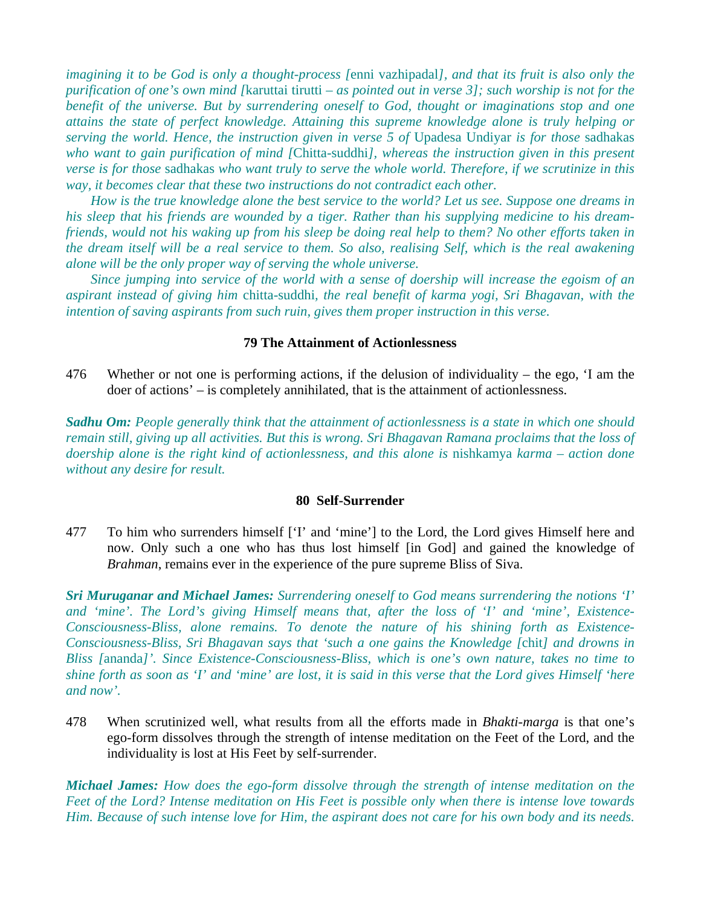*imagining it to be God is only a thought-process [*enni vazhipadal*], and that its fruit is also only the purification of one's own mind [*karuttai tirutti *– as pointed out in verse 3]; such worship is not for the benefit of the universe. But by surrendering oneself to God, thought or imaginations stop and one attains the state of perfect knowledge. Attaining this supreme knowledge alone is truly helping or serving the world. Hence, the instruction given in verse 5 of* Upadesa Undiyar *is for those* sadhakas *who want to gain purification of mind [*Chitta-suddhi*], whereas the instruction given in this present verse is for those* sadhakas *who want truly to serve the whole world. Therefore, if we scrutinize in this way, it becomes clear that these two instructions do not contradict each other.*

*How is the true knowledge alone the best service to the world? Let us see. Suppose one dreams in his sleep that his friends are wounded by a tiger. Rather than his supplying medicine to his dream-friends, would not his waking up from his sleep be doing real help to them? No other efforts taken in the dream itself will be a real service to them. So also, realising Self, which is the real awakening alone will be the only proper way of serving the whole universe.*

*Since jumping into service of the world with a sense of doership will increase the egoism of an aspirant instead of giving him* chitta-suddhi*, the real benefit of karma yogi, Sri Bhagavan, with the intention of saving aspirants from such ruin, gives them proper instruction in this verse.*

### 79 The Attainment of Actionlessness

476 Whether or not one is performing actions, if the delusion of individuality – the ego, 'I am the doer of actions' – is completely annihilated, that is the attainment of actionlessness.

***Sadhu Om:*** *People generally think that the attainment of actionlessness is a state in which one should remain still, giving up all activities. But this is wrong. Sri Bhagavan Ramana proclaims that the loss of doership alone is the right kind of actionlessness, and this alone is* nishkamya *karma – action done without any desire for result.*

### 80 Self-Surrender

477 To him who surrenders himself ['I' and 'mine'] to the Lord, the Lord gives Himself here and now. Only such a one who has thus lost himself [in God] and gained the knowledge of *Brahman*, remains ever in the experience of the pure supreme Bliss of Siva.

***Sri Muruganar and Michael James:*** *Surrendering oneself to God means surrendering the notions 'I' and 'mine'. The Lord's giving Himself means that, after the loss of 'I' and 'mine', Existence-Consciousness-Bliss, alone remains. To denote the nature of his shining forth as Existence-Consciousness-Bliss, Sri Bhagavan says that 'such a one gains the Knowledge [*chit*] and drowns in Bliss [*ananda*]'. Since Existence-Consciousness-Bliss, which is one's own nature, takes no time to shine forth as soon as 'I' and 'mine' are lost, it is said in this verse that the Lord gives Himself 'here and now'.*

478 When scrutinized well, what results from all the efforts made in *Bhakti-marga* is that one's ego-form dissolves through the strength of intense meditation on the Feet of the Lord, and the individuality is lost at His Feet by self-surrender.

***Michael James:*** *How does the ego-form dissolve through the strength of intense meditation on the Feet of the Lord? Intense meditation on His Feet is possible only when there is intense love towards Him. Because of such intense love for Him, the aspirant does not care for his own body and its needs.*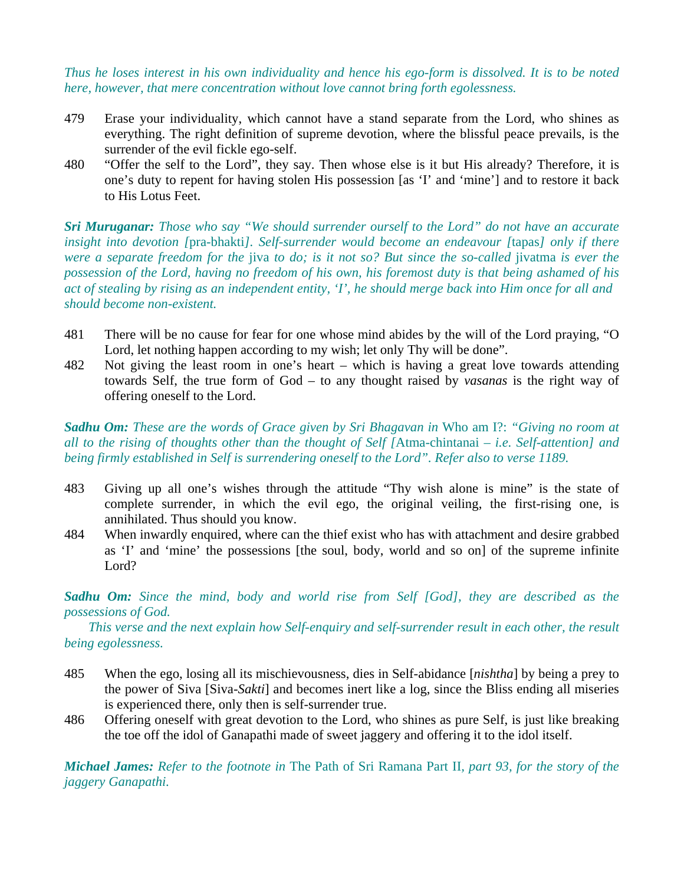*Thus he loses interest in his own individuality and hence his ego-form is dissolved. It is to be noted here, however, that mere concentration without love cannot bring forth egolessness.*

479 Erase your individuality, which cannot have a stand separate from the Lord, who shines as everything. The right definition of supreme devotion, where the blissful peace prevails, is the surrender of the evil fickle ego-self.

480 "Offer the self to the Lord", they say. Then whose else is it but His already? Therefore, it is one's duty to repent for having stolen His possession [as 'I' and 'mine'] and to restore it back to His Lotus Feet.

***Sri Muruganar:*** *Those who say "We should surrender ourself to the Lord" do not have an accurate insight into devotion [*pra-bhakti*]. Self-surrender would become an endeavour [*tapas*] only if there were a separate freedom for the* jiva *to do; is it not so? But since the so-called* jivatma *is ever the possession of the Lord, having no freedom of his own, his foremost duty is that being ashamed of his act of stealing by rising as an independent entity, 'I', he should merge back into Him once for all and should become non-existent.*

481 There will be no cause for fear for one whose mind abides by the will of the Lord praying, "O Lord, let nothing happen according to my wish; let only Thy will be done".

482 Not giving the least room in one's heart – which is having a great love towards attending towards Self, the true form of God – to any thought raised by *vasanas* is the right way of offering oneself to the Lord.

***Sadhu Om:*** *These are the words of Grace given by Sri Bhagavan in* Who am I?: *"Giving no room at all to the rising of thoughts other than the thought of Self [*Atma-chintanai *– i.e. Self-attention] and being firmly established in Self is surrendering oneself to the Lord". Refer also to verse 1189.*

483 Giving up all one's wishes through the attitude "Thy wish alone is mine" is the state of complete surrender, in which the evil ego, the original veiling, the first-rising one, is annihilated. Thus should you know.

484 When inwardly enquired, where can the thief exist who has with attachment and desire grabbed as 'I' and 'mine' the possessions [the soul, body, world and so on] of the supreme infinite Lord?

***Sadhu Om:*** *Since the mind, body and world rise from Self [God], they are described as the possessions of God.*

*This verse and the next explain how Self-enquiry and self-surrender result in each other, the result being egolessness.*

485 When the ego, losing all its mischievousness, dies in Self-abidance [*nishtha*] by being a prey to the power of Siva [Siva-*Sakti*] and becomes inert like a log, since the Bliss ending all miseries is experienced there, only then is self-surrender true.

486 Offering oneself with great devotion to the Lord, who shines as pure Self, is just like breaking the toe off the idol of Ganapathi made of sweet jaggery and offering it to the idol itself.

***Michael James:*** *Refer to the footnote in* The Path of Sri Ramana Part II*, part 93, for the story of the jaggery Ganapathi.*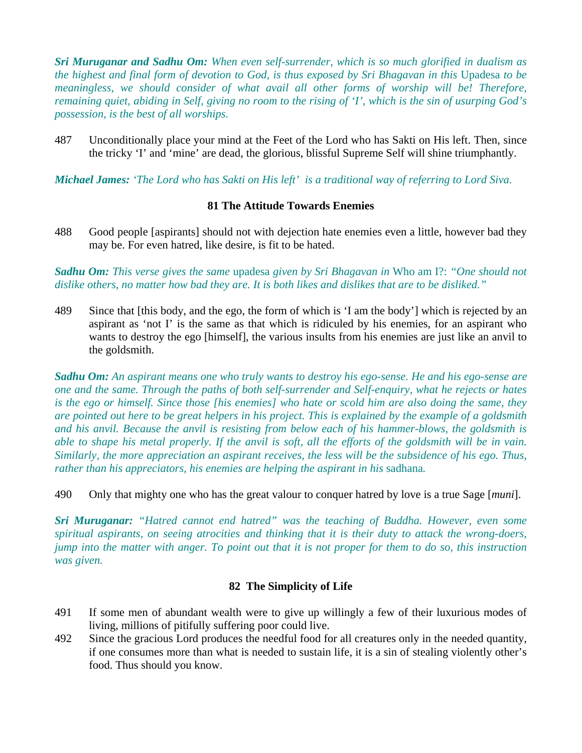***Sri Muruganar and Sadhu Om:*** *When even self-surrender, which is so much glorified in dualism as the highest and final form of devotion to God, is thus exposed by Sri Bhagavan in this* Upadesa *to be meaningless, we should consider of what avail all other forms of worship will be! Therefore, remaining quiet, abiding in Self, giving no room to the rising of 'I', which is the sin of usurping God's possession, is the best of all worships.*

487 Unconditionally place your mind at the Feet of the Lord who has Sakti on His left. Then, since the tricky 'I' and 'mine' are dead, the glorious, blissful Supreme Self will shine triumphantly.

***Michael James:*** *'The Lord who has Sakti on His left' is a traditional way of referring to Lord Siva.*

### 81 The Attitude Towards Enemies

488 Good people [aspirants] should not with dejection hate enemies even a little, however bad they may be. For even hatred, like desire, is fit to be hated.

***Sadhu Om:*** *This verse gives the same* upadesa *given by Sri Bhagavan in* Who am I?: *"One should not dislike others, no matter how bad they are. It is both likes and dislikes that are to be disliked."*

489 Since that [this body, and the ego, the form of which is 'I am the body'] which is rejected by an aspirant as 'not I' is the same as that which is ridiculed by his enemies, for an aspirant who wants to destroy the ego [himself], the various insults from his enemies are just like an anvil to the goldsmith.

***Sadhu Om:*** *An aspirant means one who truly wants to destroy his ego-sense. He and his ego-sense are one and the same. Through the paths of both self-surrender and Self-enquiry, what he rejects or hates is the ego or himself. Since those [his enemies] who hate or scold him are also doing the same, they are pointed out here to be great helpers in his project. This is explained by the example of a goldsmith and his anvil. Because the anvil is resisting from below each of his hammer-blows, the goldsmith is able to shape his metal properly. If the anvil is soft, all the efforts of the goldsmith will be in vain. Similarly, the more appreciation an aspirant receives, the less will be the subsidence of his ego. Thus, rather than his appreciators, his enemies are helping the aspirant in his* sadhana*.*

490 Only that mighty one who has the great valour to conquer hatred by love is a true Sage [*muni*].

***Sri Muruganar:*** *"Hatred cannot end hatred" was the teaching of Buddha. However, even some spiritual aspirants, on seeing atrocities and thinking that it is their duty to attack the wrong-doers, jump into the matter with anger. To point out that it is not proper for them to do so, this instruction was given.*

### 82 The Simplicity of Life

491 If some men of abundant wealth were to give up willingly a few of their luxurious modes of living, millions of pitifully suffering poor could live.

492 Since the gracious Lord produces the needful food for all creatures only in the needed quantity, if one consumes more than what is needed to sustain life, it is a sin of stealing violently other's food. Thus should you know.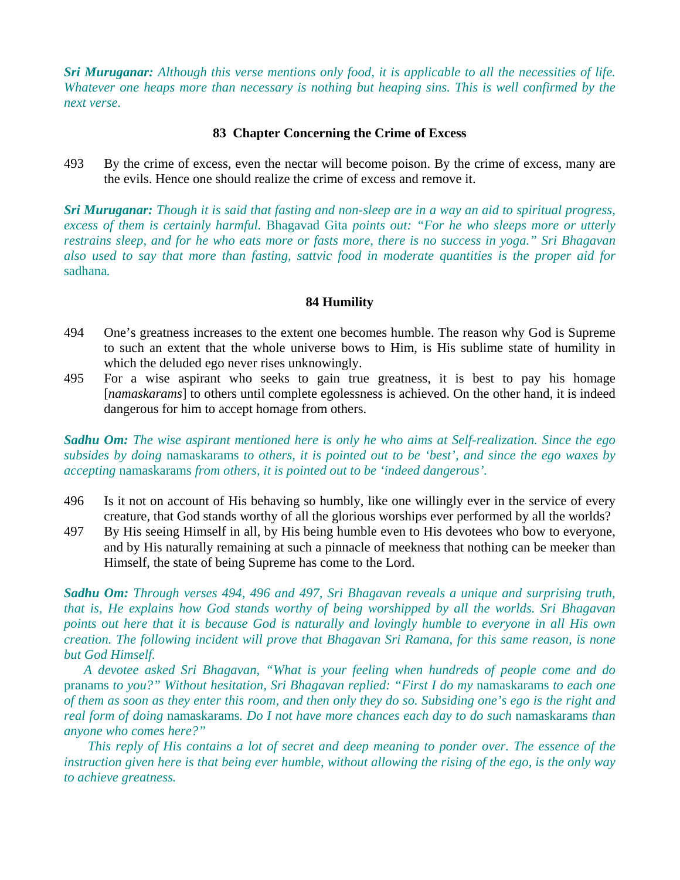***Sri Muruganar:*** *Although this verse mentions only food, it is applicable to all the necessities of life. Whatever one heaps more than necessary is nothing but heaping sins. This is well confirmed by the next verse.*

### 83 Chapter Concerning the Crime of Excess

493 By the crime of excess, even the nectar will become poison. By the crime of excess, many are the evils. Hence one should realize the crime of excess and remove it.

***Sri Muruganar:*** *Though it is said that fasting and non-sleep are in a way an aid to spiritual progress, excess of them is certainly harmful.* Bhagavad Gita *points out: "For he who sleeps more or utterly restrains sleep, and for he who eats more or fasts more, there is no success in yoga." Sri Bhagavan also used to say that more than fasting, sattvic food in moderate quantities is the proper aid for* sadhana*.*

### 84 Humility

494 One's greatness increases to the extent one becomes humble. The reason why God is Supreme to such an extent that the whole universe bows to Him, is His sublime state of humility in which the deluded ego never rises unknowingly.

495 For a wise aspirant who seeks to gain true greatness, it is best to pay his homage [*namaskarams*] to others until complete egolessness is achieved. On the other hand, it is indeed dangerous for him to accept homage from others.

***Sadhu Om:*** *The wise aspirant mentioned here is only he who aims at Self-realization. Since the ego subsides by doing* namaskarams *to others, it is pointed out to be 'best', and since the ego waxes by accepting* namaskarams *from others, it is pointed out to be 'indeed dangerous'.*

496 Is it not on account of His behaving so humbly, like one willingly ever in the service of every creature, that God stands worthy of all the glorious worships ever performed by all the worlds?

497 By His seeing Himself in all, by His being humble even to His devotees who bow to everyone, and by His naturally remaining at such a pinnacle of meekness that nothing can be meeker than Himself, the state of being Supreme has come to the Lord.

***Sadhu Om:*** *Through verses 494, 496 and 497, Sri Bhagavan reveals a unique and surprising truth, that is, He explains how God stands worthy of being worshipped by all the worlds. Sri Bhagavan points out here that it is because God is naturally and lovingly humble to everyone in all His own creation. The following incident will prove that Bhagavan Sri Ramana, for this same reason, is none but God Himself.*

*A devotee asked Sri Bhagavan, "What is your feeling when hundreds of people come and do* pranams *to you?" Without hesitation, Sri Bhagavan replied: "First I do my* namaskarams *to each one of them as soon as they enter this room, and then only they do so. Subsiding one's ego is the right and real form of doing* namaskarams*. Do I not have more chances each day to do such* namaskarams *than anyone who comes here?"*

*This reply of His contains a lot of secret and deep meaning to ponder over. The essence of the instruction given here is that being ever humble, without allowing the rising of the ego, is the only way to achieve greatness.*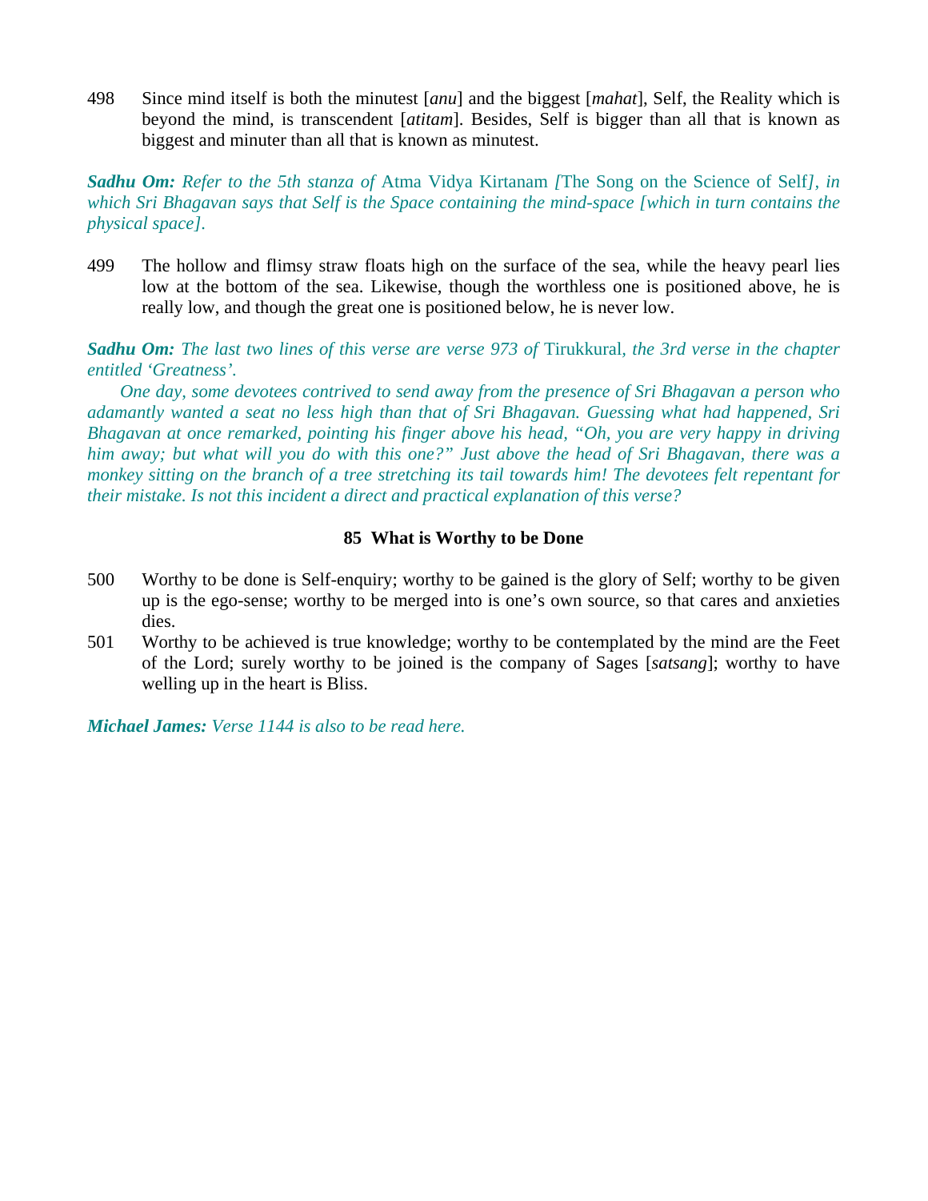498 Since mind itself is both the minutest [*anu*] and the biggest [*mahat*], Self, the Reality which is beyond the mind, is transcendent [*atitam*]. Besides, Self is bigger than all that is known as biggest and minuter than all that is known as minutest.

***Sadhu Om:*** *Refer to the 5th stanza of* Atma Vidya Kirtanam *[*The Song on the Science of Self*], in which Sri Bhagavan says that Self is the Space containing the mind-space [which in turn contains the physical space].*

499 The hollow and flimsy straw floats high on the surface of the sea, while the heavy pearl lies low at the bottom of the sea. Likewise, though the worthless one is positioned above, he is really low, and though the great one is positioned below, he is never low.

***Sadhu Om:*** *The last two lines of this verse are verse 973 of* Tirukkural*, the 3rd verse in the chapter entitled 'Greatness'.*

*One day, some devotees contrived to send away from the presence of Sri Bhagavan a person who adamantly wanted a seat no less high than that of Sri Bhagavan. Guessing what had happened, Sri Bhagavan at once remarked, pointing his finger above his head, "Oh, you are very happy in driving him away; but what will you do with this one?" Just above the head of Sri Bhagavan, there was a monkey sitting on the branch of a tree stretching its tail towards him! The devotees felt repentant for their mistake. Is not this incident a direct and practical explanation of this verse?*

## 85 What is Worthy to be Done

500 Worthy to be done is Self-enquiry; worthy to be gained is the glory of Self; worthy to be given up is the ego-sense; worthy to be merged into is one's own source, so that cares and anxieties dies.

501 Worthy to be achieved is true knowledge; worthy to be contemplated by the mind are the Feet of the Lord; surely worthy to be joined is the company of Sages [*satsang*]; worthy to have welling up in the heart is Bliss.

***Michael James:*** *Verse 1144 is also to be read here.*